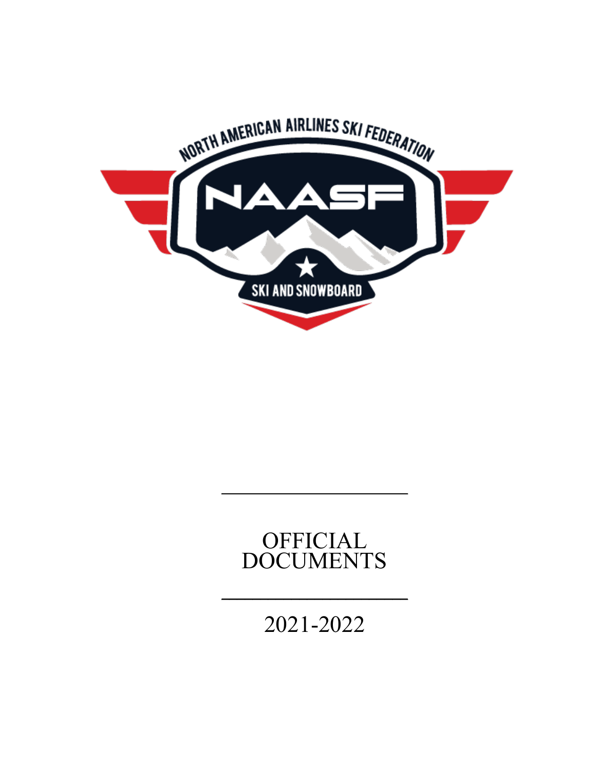NORTH AMERICAN AIRLINES SKI FEDERATION

NAASF

SKI AND SNOWBOARD

---

# OFFICIAL DOCUMENTS

---

2021-2022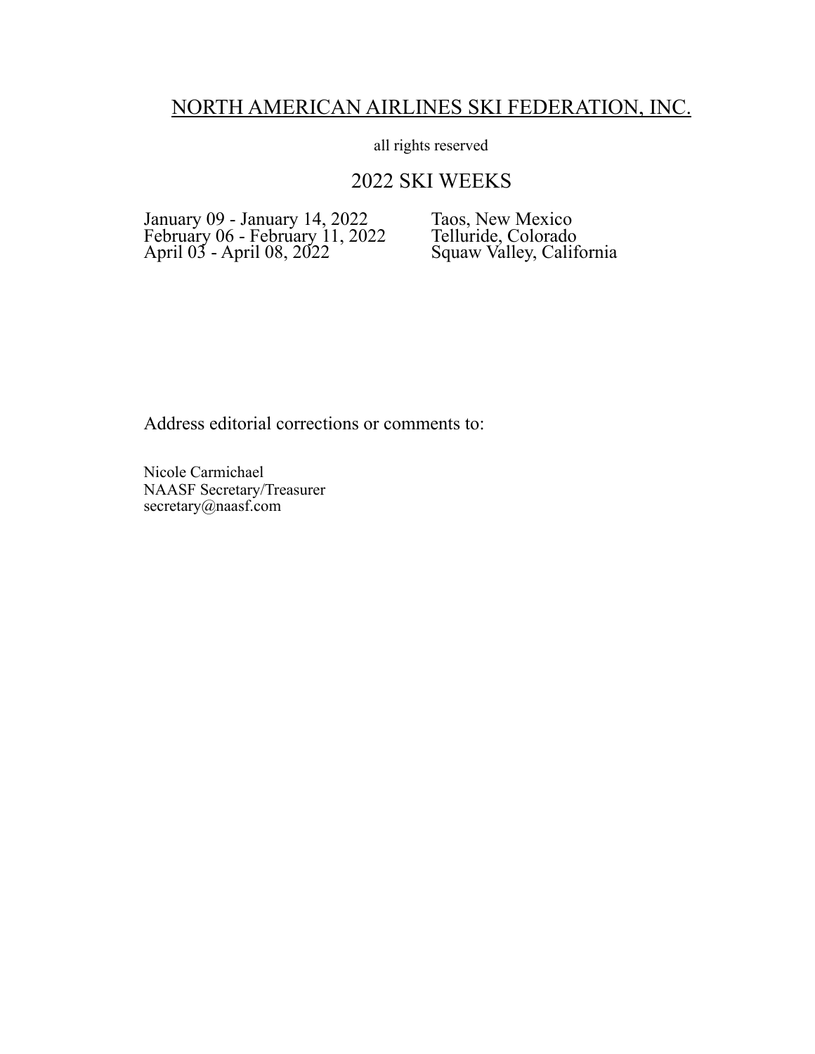# NORTH AMERICAN AIRLINES SKI FEDERATION, INC.

all rights reserved

## 2022 SKI WEEKS

| | |
|---|---|
| January 09 - January 14, 2022 | Taos, New Mexico |
| February 06 - February 11, 2022 | Telluride, Colorado |
| April 03 - April 08, 2022 | Squaw Valley, California |

Address editorial corrections or comments to:

Nicole Carmichael
NAASF Secretary/Treasurer
secretary@naasf.com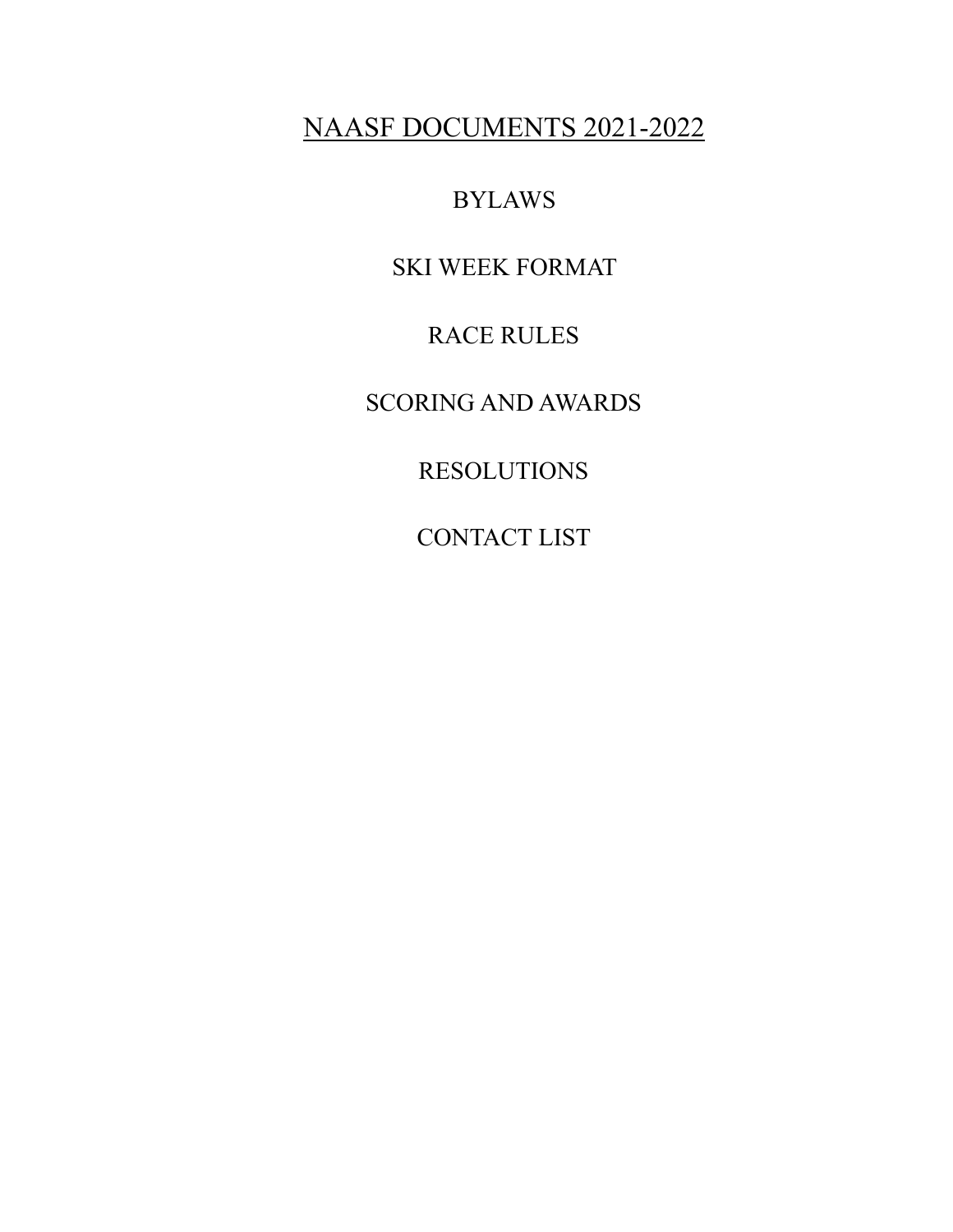# NAASF DOCUMENTS 2021-2022

BYLAWS

SKI WEEK FORMAT

RACE RULES

SCORING AND AWARDS

RESOLUTIONS

CONTACT LIST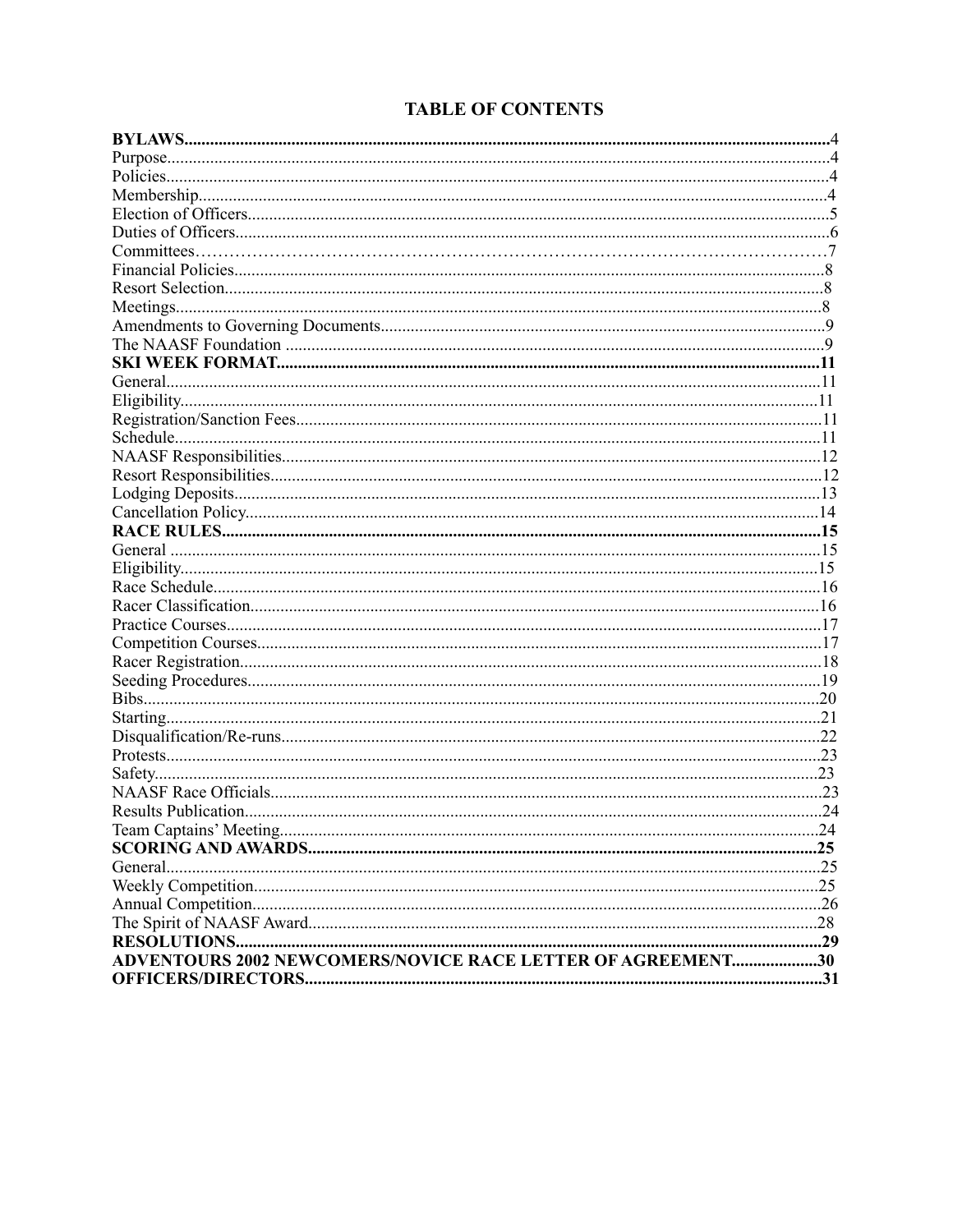# TABLE OF CONTENTS

| | |
|---|---|
| **BYLAWS** | **4** |
| Purpose | 4 |
| Policies | 4 |
| Membership | 4 |
| Election of Officers | 5 |
| Duties of Officers | 6 |
| Committees | 7 |
| Financial Policies | 8 |
| Resort Selection | 8 |
| Meetings | 8 |
| Amendments to Governing Documents | 9 |
| The NAASF Foundation | 9 |
| **SKI WEEK FORMAT** | **11** |
| General | 11 |
| Eligibility | 11 |
| Registration/Sanction Fees | 11 |
| Schedule | 11 |
| NAASF Responsibilities | 12 |
| Resort Responsibilities | 12 |
| Lodging Deposits | 13 |
| Cancellation Policy | 14 |
| **RACE RULES** | **15** |
| General | 15 |
| Eligibility | 15 |
| Race Schedule | 16 |
| Racer Classification | 16 |
| Practice Courses | 17 |
| Competition Courses | 17 |
| Racer Registration | 18 |
| Seeding Procedures | 19 |
| Bibs | 20 |
| Starting | 21 |
| Disqualification/Re-runs | 22 |
| Protests | 23 |
| Safety | 23 |
| NAASF Race Officials | 23 |
| Results Publication | 24 |
| Team Captains' Meeting | 24 |
| **SCORING AND AWARDS** | **25** |
| General | 25 |
| Weekly Competition | 25 |
| Annual Competition | 26 |
| The Spirit of NAASF Award | 28 |
| **RESOLUTIONS** | **29** |
| **ADVENTOURS 2002 NEWCOMERS/NOVICE RACE LETTER OF AGREEMENT** | **30** |
| **OFFICERS/DIRECTORS** | **31** |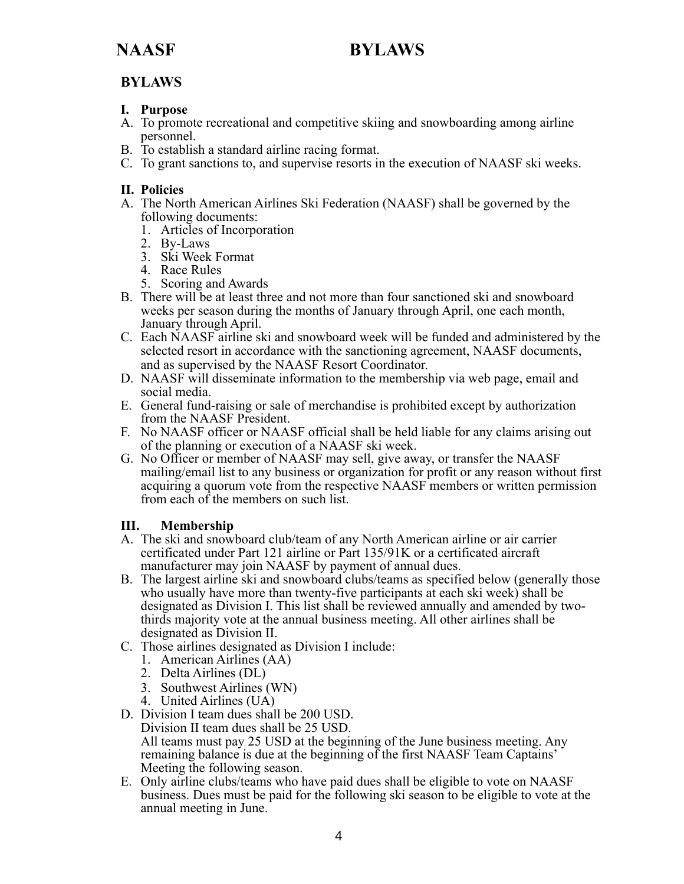# BYLAWS

## I. Purpose

A. To promote recreational and competitive skiing and snowboarding among airline personnel.
B. To establish a standard airline racing format.
C. To grant sanctions to, and supervise resorts in the execution of NAASF ski weeks.

## II. Policies

A. The North American Airlines Ski Federation (NAASF) shall be governed by the following documents:
   1. Articles of Incorporation
   2. By-Laws
   3. Ski Week Format
   4. Race Rules
   5. Scoring and Awards

B. There will be at least three and not more than four sanctioned ski and snowboard weeks per season during the months of January through April, one each month, January through April.
C. Each NAASF airline ski and snowboard week will be funded and administered by the selected resort in accordance with the sanctioning agreement, NAASF documents, and as supervised by the NAASF Resort Coordinator.
D. NAASF will disseminate information to the membership via web page, email and social media.
E. General fund-raising or sale of merchandise is prohibited except by authorization from the NAASF President.
F. No NAASF officer or NAASF official shall be held liable for any claims arising out of the planning or execution of a NAASF ski week.
G. No Officer or member of NAASF may sell, give away, or transfer the NAASF mailing/email list to any business or organization for profit or any reason without first acquiring a quorum vote from the respective NAASF members or written permission from each of the members on such list.

## III. Membership

A. The ski and snowboard club/team of any North American airline or air carrier certificated under Part 121 airline or Part 135/91K or a certificated aircraft manufacturer may join NAASF by payment of annual dues.
B. The largest airline ski and snowboard clubs/teams as specified below (generally those who usually have more than twenty-five participants at each ski week) shall be designated as Division I. This list shall be reviewed annually and amended by two-thirds majority vote at the annual business meeting. All other airlines shall be designated as Division II.
C. Those airlines designated as Division I include:
   1. American Airlines (AA)
   2. Delta Airlines (DL)
   3. Southwest Airlines (WN)
   4. United Airlines (UA)

D. Division I team dues shall be 200 USD.
   Division II team dues shall be 25 USD.
   All teams must pay 25 USD at the beginning of the June business meeting. Any remaining balance is due at the beginning of the first NAASF Team Captains' Meeting the following season.
E. Only airline clubs/teams who have paid dues shall be eligible to vote on NAASF business. Dues must be paid for the following ski season to be eligible to vote at the annual meeting in June.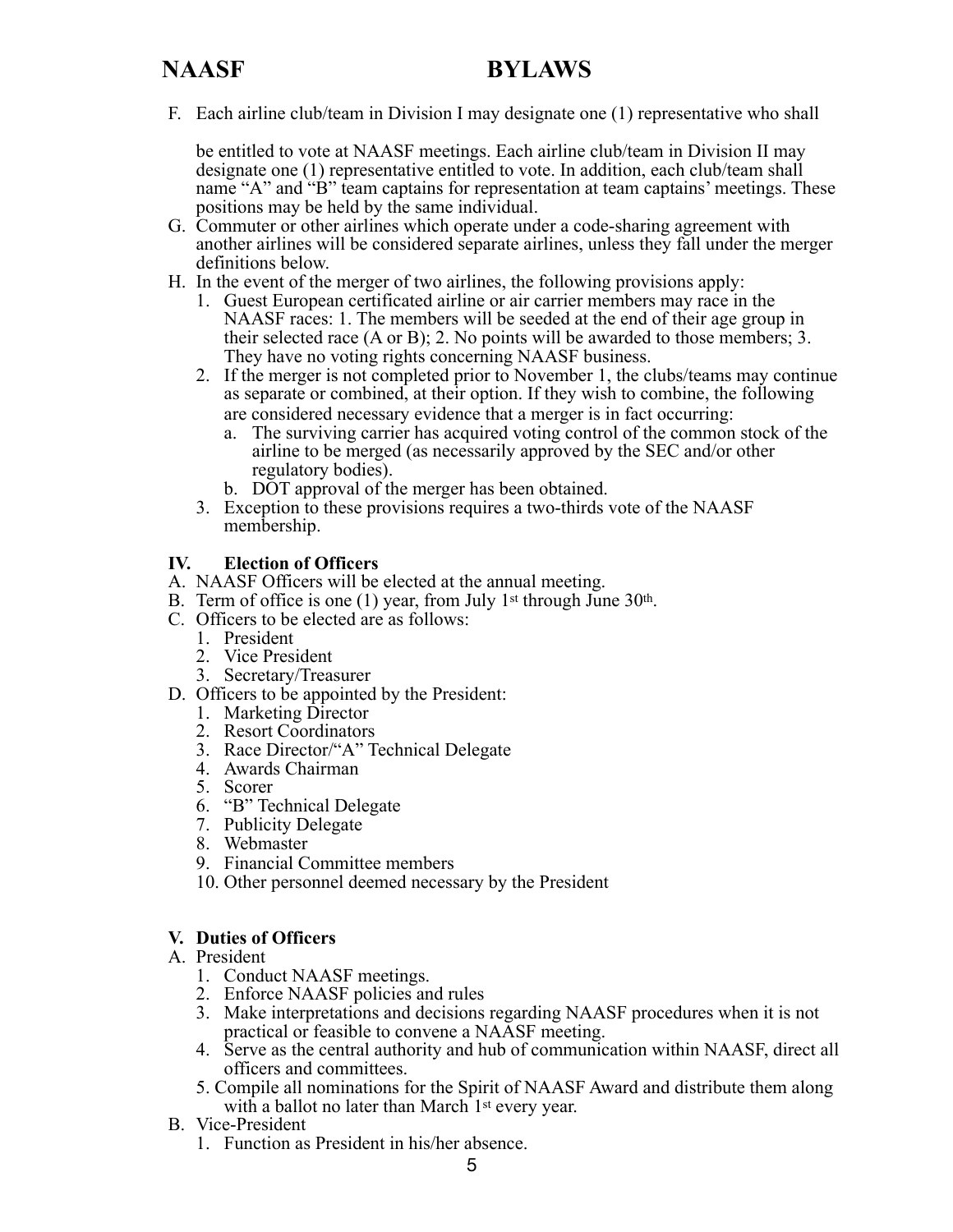F. Each airline club/team in Division I may designate one (1) representative who shall be entitled to vote at NAASF meetings. Each airline club/team in Division II may designate one (1) representative entitled to vote. In addition, each club/team shall name "A" and "B" team captains for representation at team captains' meetings. These positions may be held by the same individual.

G. Commuter or other airlines which operate under a code-sharing agreement with another airlines will be considered separate airlines, unless they fall under the merger definitions below.

H. In the event of the merger of two airlines, the following provisions apply:
   1. Guest European certificated airline or air carrier members may race in the NAASF races: 1. The members will be seeded at the end of their age group in their selected race (A or B); 2. No points will be awarded to those members; 3. They have no voting rights concerning NAASF business.
   2. If the merger is not completed prior to November 1, the clubs/teams may continue as separate or combined, at their option. If they wish to combine, the following are considered necessary evidence that a merger is in fact occurring:
      a. The surviving carrier has acquired voting control of the common stock of the airline to be merged (as necessarily approved by the SEC and/or other regulatory bodies).
      b. DOT approval of the merger has been obtained.
   3. Exception to these provisions requires a two-thirds vote of the NAASF membership.

## IV. Election of Officers

A. NAASF Officers will be elected at the annual meeting.

B. Term of office is one (1) year, from July 1st through June 30th.

C. Officers to be elected are as follows:
   1. President
   2. Vice President
   3. Secretary/Treasurer

D. Officers to be appointed by the President:
   1. Marketing Director
   2. Resort Coordinators
   3. Race Director/"A" Technical Delegate
   4. Awards Chairman
   5. Scorer
   6. "B" Technical Delegate
   7. Publicity Delegate
   8. Webmaster
   9. Financial Committee members
   10. Other personnel deemed necessary by the President

## V. Duties of Officers

A. President
   1. Conduct NAASF meetings.
   2. Enforce NAASF policies and rules
   3. Make interpretations and decisions regarding NAASF procedures when it is not practical or feasible to convene a NAASF meeting.
   4. Serve as the central authority and hub of communication within NAASF, direct all officers and committees.
   5. Compile all nominations for the Spirit of NAASF Award and distribute them along with a ballot no later than March 1st every year.

B. Vice-President
   1. Function as President in his/her absence.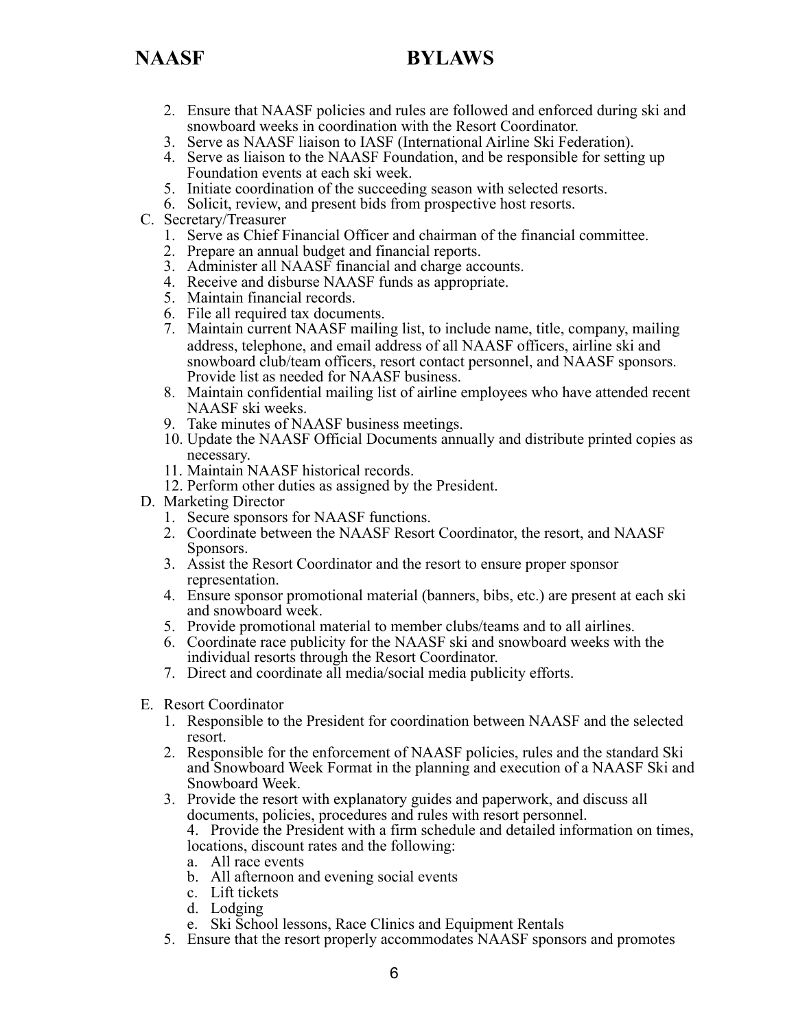2. Ensure that NAASF policies and rules are followed and enforced during ski and snowboard weeks in coordination with the Resort Coordinator.
3. Serve as NAASF liaison to IASF (International Airline Ski Federation).
4. Serve as liaison to the NAASF Foundation, and be responsible for setting up Foundation events at each ski week.
5. Initiate coordination of the succeeding season with selected resorts.
6. Solicit, review, and present bids from prospective host resorts.

C. Secretary/Treasurer
   1. Serve as Chief Financial Officer and chairman of the financial committee.
   2. Prepare an annual budget and financial reports.
   3. Administer all NAASF financial and charge accounts.
   4. Receive and disburse NAASF funds as appropriate.
   5. Maintain financial records.
   6. File all required tax documents.
   7. Maintain current NAASF mailing list, to include name, title, company, mailing address, telephone, and email address of all NAASF officers, airline ski and snowboard club/team officers, resort contact personnel, and NAASF sponsors. Provide list as needed for NAASF business.
   8. Maintain confidential mailing list of airline employees who have attended recent NAASF ski weeks.
   9. Take minutes of NAASF business meetings.
   10. Update the NAASF Official Documents annually and distribute printed copies as necessary.
   11. Maintain NAASF historical records.
   12. Perform other duties as assigned by the President.

D. Marketing Director
   1. Secure sponsors for NAASF functions.
   2. Coordinate between the NAASF Resort Coordinator, the resort, and NAASF Sponsors.
   3. Assist the Resort Coordinator and the resort to ensure proper sponsor representation.
   4. Ensure sponsor promotional material (banners, bibs, etc.) are present at each ski and snowboard week.
   5. Provide promotional material to member clubs/teams and to all airlines.
   6. Coordinate race publicity for the NAASF ski and snowboard weeks with the individual resorts through the Resort Coordinator.
   7. Direct and coordinate all media/social media publicity efforts.

E. Resort Coordinator
   1. Responsible to the President for coordination between NAASF and the selected resort.
   2. Responsible for the enforcement of NAASF policies, rules and the standard Ski and Snowboard Week Format in the planning and execution of a NAASF Ski and Snowboard Week.
   3. Provide the resort with explanatory guides and paperwork, and discuss all documents, policies, procedures and rules with resort personnel.
   4. Provide the President with a firm schedule and detailed information on times, locations, discount rates and the following:
      a. All race events
      b. All afternoon and evening social events
      c. Lift tickets
      d. Lodging
      e. Ski School lessons, Race Clinics and Equipment Rentals
   5. Ensure that the resort properly accommodates NAASF sponsors and promotes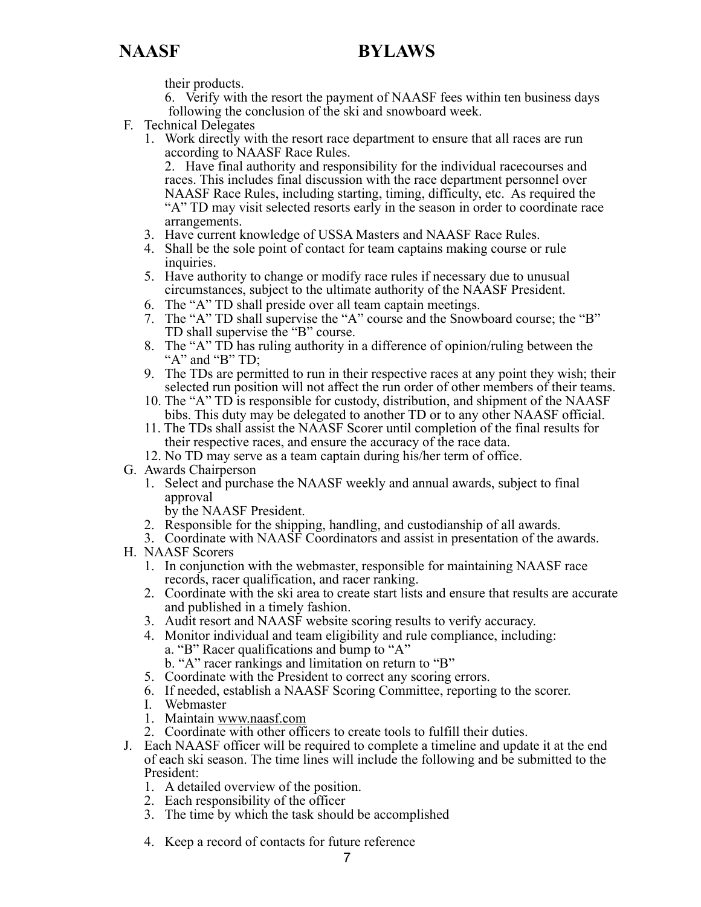their products.

6. Verify with the resort the payment of NAASF fees within ten business days following the conclusion of the ski and snowboard week.

F. Technical Delegates
   1. Work directly with the resort race department to ensure that all races are run according to NAASF Race Rules.
   2. Have final authority and responsibility for the individual racecourses and races. This includes final discussion with the race department personnel over NAASF Race Rules, including starting, timing, difficulty, etc. As required the "A" TD may visit selected resorts early in the season in order to coordinate race arrangements.
   3. Have current knowledge of USSA Masters and NAASF Race Rules.
   4. Shall be the sole point of contact for team captains making course or rule inquiries.
   5. Have authority to change or modify race rules if necessary due to unusual circumstances, subject to the ultimate authority of the NAASF President.
   6. The "A" TD shall preside over all team captain meetings.
   7. The "A" TD shall supervise the "A" course and the Snowboard course; the "B" TD shall supervise the "B" course.
   8. The "A" TD has ruling authority in a difference of opinion/ruling between the "A" and "B" TD;
   9. The TDs are permitted to run in their respective races at any point they wish; their selected run position will not affect the run order of other members of their teams.
   10. The "A" TD is responsible for custody, distribution, and shipment of the NAASF bibs. This duty may be delegated to another TD or to any other NAASF official.
   11. The TDs shall assist the NAASF Scorer until completion of the final results for their respective races, and ensure the accuracy of the race data.
   12. No TD may serve as a team captain during his/her term of office.

G. Awards Chairperson
   1. Select and purchase the NAASF weekly and annual awards, subject to final approval
      by the NAASF President.
   2. Responsible for the shipping, handling, and custodianship of all awards.
   3. Coordinate with NAASF Coordinators and assist in presentation of the awards.

H. NAASF Scorers
   1. In conjunction with the webmaster, responsible for maintaining NAASF race records, racer qualification, and racer ranking.
   2. Coordinate with the ski area to create start lists and ensure that results are accurate and published in a timely fashion.
   3. Audit resort and NAASF website scoring results to verify accuracy.
   4. Monitor individual and team eligibility and rule compliance, including:
      a. "B" Racer qualifications and bump to "A"
      b. "A" racer rankings and limitation on return to "B"
   5. Coordinate with the President to correct any scoring errors.
   6. If needed, establish a NAASF Scoring Committee, reporting to the scorer.

I. Webmaster
   1. Maintain www.naasf.com
   2. Coordinate with other officers to create tools to fulfill their duties.

J. Each NAASF officer will be required to complete a timeline and update it at the end of each ski season. The time lines will include the following and be submitted to the President:
   1. A detailed overview of the position.
   2. Each responsibility of the officer
   3. The time by which the task should be accomplished
   4. Keep a record of contacts for future reference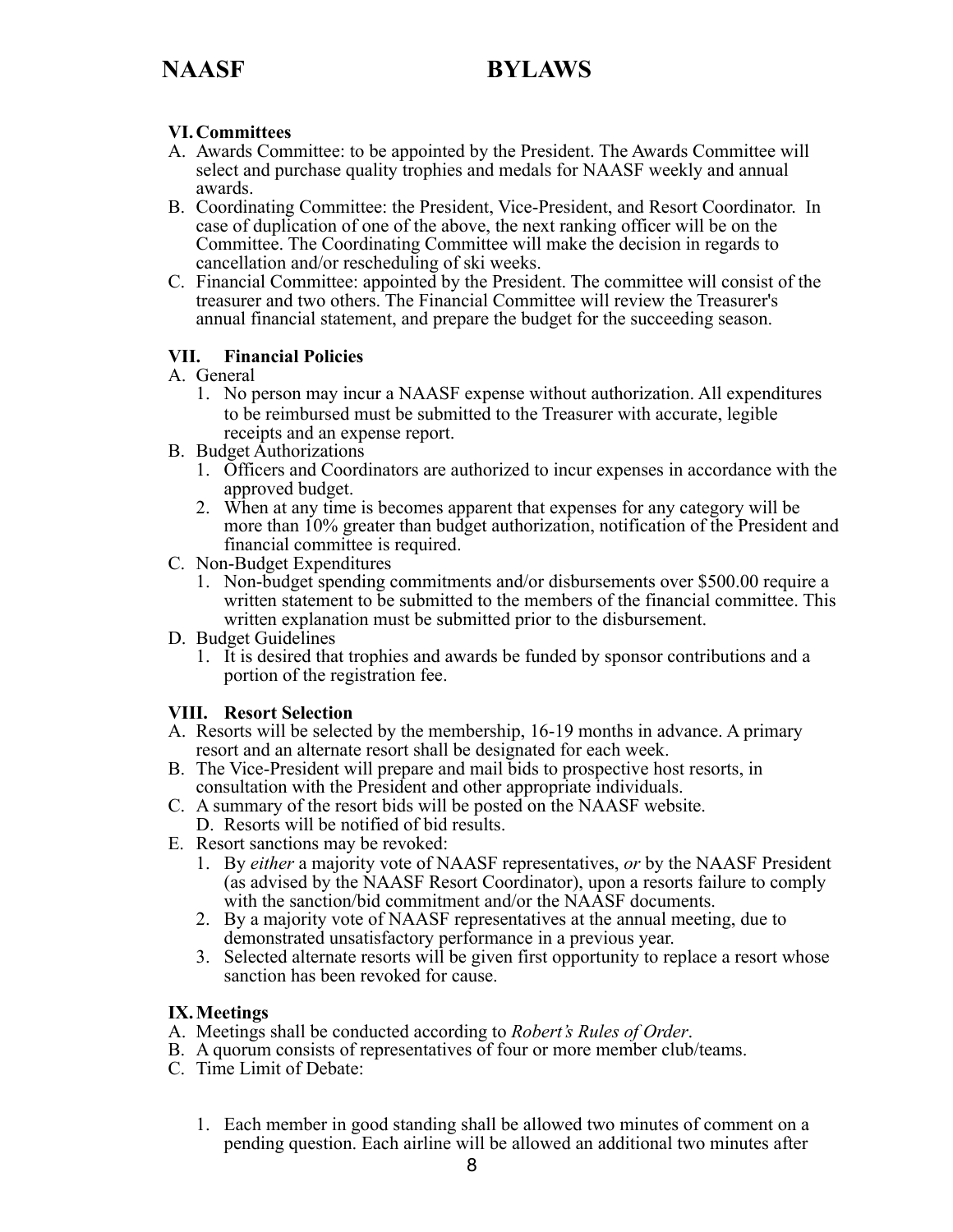## VI. Committees

A. Awards Committee: to be appointed by the President. The Awards Committee will select and purchase quality trophies and medals for NAASF weekly and annual awards.

B. Coordinating Committee: the President, Vice-President, and Resort Coordinator. In case of duplication of one of the above, the next ranking officer will be on the Committee. The Coordinating Committee will make the decision in regards to cancellation and/or rescheduling of ski weeks.

C. Financial Committee: appointed by the President. The committee will consist of the treasurer and two others. The Financial Committee will review the Treasurer's annual financial statement, and prepare the budget for the succeeding season.

## VII. Financial Policies

A. General
   1. No person may incur a NAASF expense without authorization. All expenditures to be reimbursed must be submitted to the Treasurer with accurate, legible receipts and an expense report.

B. Budget Authorizations
   1. Officers and Coordinators are authorized to incur expenses in accordance with the approved budget.
   2. When at any time is becomes apparent that expenses for any category will be more than 10% greater than budget authorization, notification of the President and financial committee is required.

C. Non-Budget Expenditures
   1. Non-budget spending commitments and/or disbursements over $500.00 require a written statement to be submitted to the members of the financial committee. This written explanation must be submitted prior to the disbursement.

D. Budget Guidelines
   1. It is desired that trophies and awards be funded by sponsor contributions and a portion of the registration fee.

## VIII. Resort Selection

A. Resorts will be selected by the membership, 16-19 months in advance. A primary resort and an alternate resort shall be designated for each week.

B. The Vice-President will prepare and mail bids to prospective host resorts, in consultation with the President and other appropriate individuals.

C. A summary of the resort bids will be posted on the NAASF website.

D. Resorts will be notified of bid results.

E. Resort sanctions may be revoked:
   1. By *either* a majority vote of NAASF representatives, *or* by the NAASF President (as advised by the NAASF Resort Coordinator), upon a resorts failure to comply with the sanction/bid commitment and/or the NAASF documents.
   2. By a majority vote of NAASF representatives at the annual meeting, due to demonstrated unsatisfactory performance in a previous year.
   3. Selected alternate resorts will be given first opportunity to replace a resort whose sanction has been revoked for cause.

## IX. Meetings

A. Meetings shall be conducted according to *Robert's Rules of Order*.

B. A quorum consists of representatives of four or more member club/teams.

C. Time Limit of Debate:
   1. Each member in good standing shall be allowed two minutes of comment on a pending question. Each airline will be allowed an additional two minutes after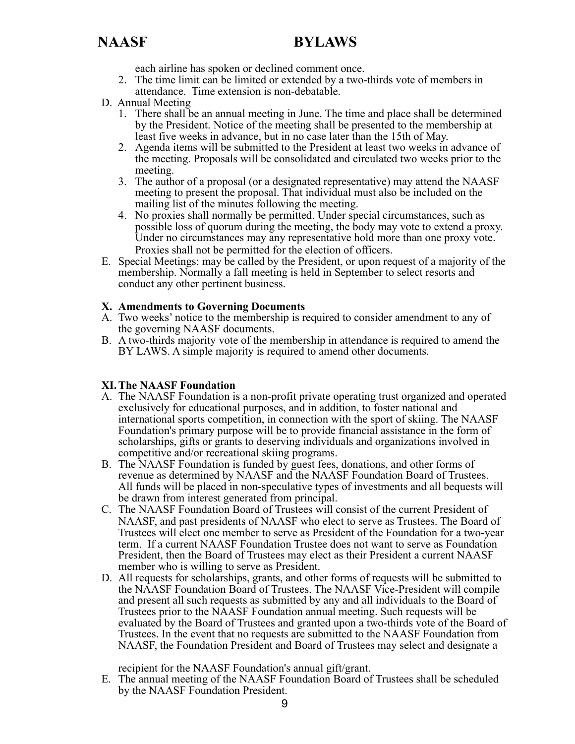each airline has spoken or declined comment once.

2. The time limit can be limited or extended by a two-thirds vote of members in attendance. Time extension is non-debatable.

D. Annual Meeting

1. There shall be an annual meeting in June. The time and place shall be determined by the President. Notice of the meeting shall be presented to the membership at least five weeks in advance, but in no case later than the 15th of May.
2. Agenda items will be submitted to the President at least two weeks in advance of the meeting. Proposals will be consolidated and circulated two weeks prior to the meeting.
3. The author of a proposal (or a designated representative) may attend the NAASF meeting to present the proposal. That individual must also be included on the mailing list of the minutes following the meeting.
4. No proxies shall normally be permitted. Under special circumstances, such as possible loss of quorum during the meeting, the body may vote to extend a proxy. Under no circumstances may any representative hold more than one proxy vote. Proxies shall not be permitted for the election of officers.

E. Special Meetings: may be called by the President, or upon request of a majority of the membership. Normally a fall meeting is held in September to select resorts and conduct any other pertinent business.

### X. Amendments to Governing Documents

A. Two weeks' notice to the membership is required to consider amendment to any of the governing NAASF documents.

B. A two-thirds majority vote of the membership in attendance is required to amend the BY LAWS. A simple majority is required to amend other documents.

### XI. The NAASF Foundation

A. The NAASF Foundation is a non-profit private operating trust organized and operated exclusively for educational purposes, and in addition, to foster national and international sports competition, in connection with the sport of skiing. The NAASF Foundation's primary purpose will be to provide financial assistance in the form of scholarships, gifts or grants to deserving individuals and organizations involved in competitive and/or recreational skiing programs.

B. The NAASF Foundation is funded by guest fees, donations, and other forms of revenue as determined by NAASF and the NAASF Foundation Board of Trustees. All funds will be placed in non-speculative types of investments and all bequests will be drawn from interest generated from principal.

C. The NAASF Foundation Board of Trustees will consist of the current President of NAASF, and past presidents of NAASF who elect to serve as Trustees. The Board of Trustees will elect one member to serve as President of the Foundation for a two-year term. If a current NAASF Foundation Trustee does not want to serve as Foundation President, then the Board of Trustees may elect as their President a current NAASF member who is willing to serve as President.

D. All requests for scholarships, grants, and other forms of requests will be submitted to the NAASF Foundation Board of Trustees. The NAASF Vice-President will compile and present all such requests as submitted by any and all individuals to the Board of Trustees prior to the NAASF Foundation annual meeting. Such requests will be evaluated by the Board of Trustees and granted upon a two-thirds vote of the Board of Trustees. In the event that no requests are submitted to the NAASF Foundation from NAASF, the Foundation President and Board of Trustees may select and designate a recipient for the NAASF Foundation's annual gift/grant.

E. The annual meeting of the NAASF Foundation Board of Trustees shall be scheduled by the NAASF Foundation President.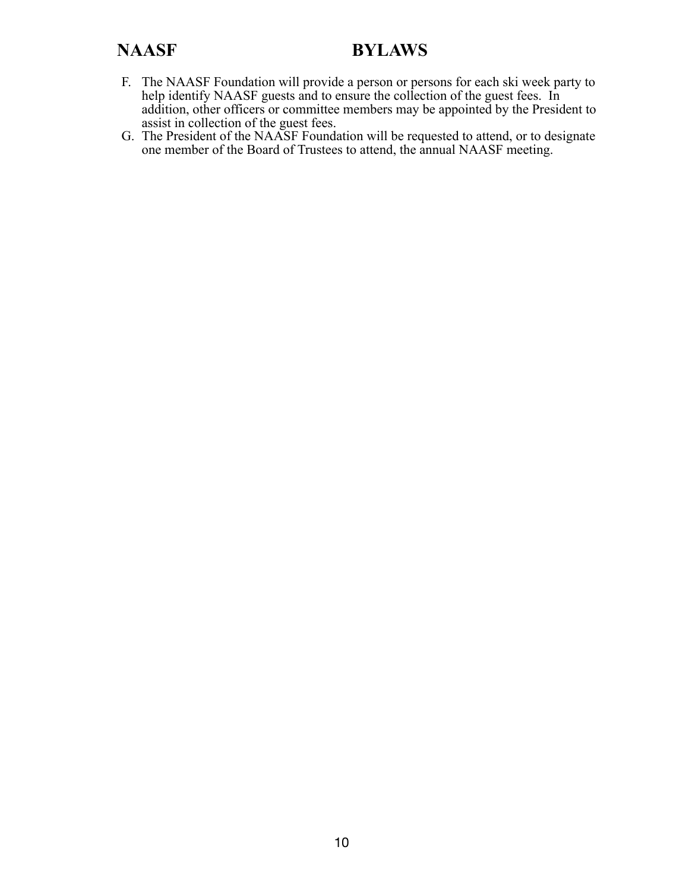F. The NAASF Foundation will provide a person or persons for each ski week party to help identify NAASF guests and to ensure the collection of the guest fees. In addition, other officers or committee members may be appointed by the President to assist in collection of the guest fees.

G. The President of the NAASF Foundation will be requested to attend, or to designate one member of the Board of Trustees to attend, the annual NAASF meeting.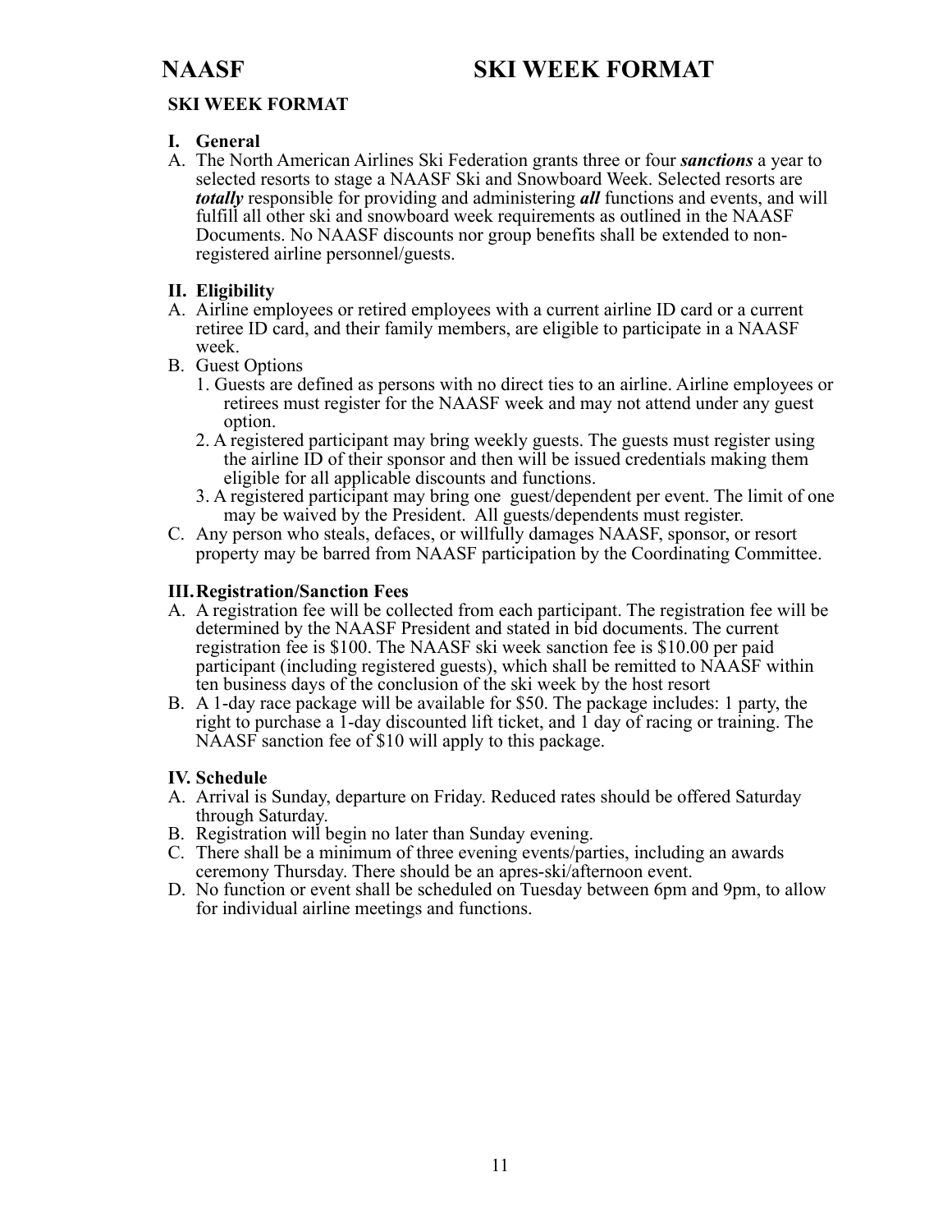# NAASF SKI WEEK FORMAT

## SKI WEEK FORMAT

### I. General

A. The North American Airlines Ski Federation grants three or four ***sanctions*** a year to selected resorts to stage a NAASF Ski and Snowboard Week. Selected resorts are ***totally*** responsible for providing and administering ***all*** functions and events, and will fulfill all other ski and snowboard week requirements as outlined in the NAASF Documents. No NAASF discounts nor group benefits shall be extended to non-registered airline personnel/guests.

### II. Eligibility

A. Airline employees or retired employees with a current airline ID card or a current retiree ID card, and their family members, are eligible to participate in a NAASF week.

B. Guest Options

1. Guests are defined as persons with no direct ties to an airline. Airline employees or retirees must register for the NAASF week and may not attend under any guest option.
2. A registered participant may bring weekly guests. The guests must register using the airline ID of their sponsor and then will be issued credentials making them eligible for all applicable discounts and functions.
3. A registered participant may bring one guest/dependent per event. The limit of one may be waived by the President. All guests/dependents must register.

C. Any person who steals, defaces, or willfully damages NAASF, sponsor, or resort property may be barred from NAASF participation by the Coordinating Committee.

### III. Registration/Sanction Fees

A. A registration fee will be collected from each participant. The registration fee will be determined by the NAASF President and stated in bid documents. The current registration fee is $100. The NAASF ski week sanction fee is $10.00 per paid participant (including registered guests), which shall be remitted to NAASF within ten business days of the conclusion of the ski week by the host resort

B. A 1-day race package will be available for $50. The package includes: 1 party, the right to purchase a 1-day discounted lift ticket, and 1 day of racing or training. The NAASF sanction fee of $10 will apply to this package.

### IV. Schedule

A. Arrival is Sunday, departure on Friday. Reduced rates should be offered Saturday through Saturday.

B. Registration will begin no later than Sunday evening.

C. There shall be a minimum of three evening events/parties, including an awards ceremony Thursday. There should be an apres-ski/afternoon event.

D. No function or event shall be scheduled on Tuesday between 6pm and 9pm, to allow for individual airline meetings and functions.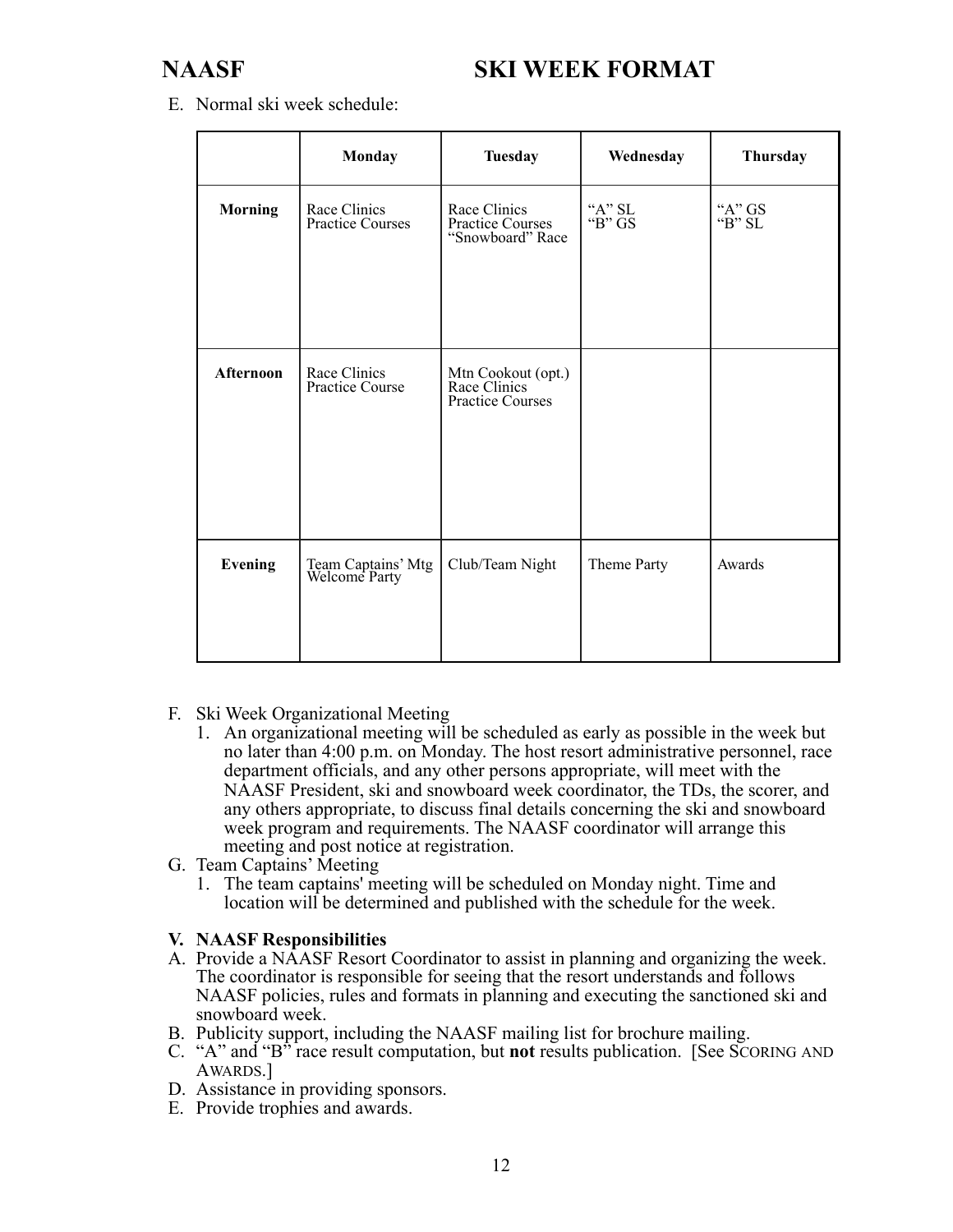E. Normal ski week schedule:

| | Monday | Tuesday | Wednesday | Thursday |
|---|---|---|---|---|
| **Morning** | Race Clinics<br>Practice Courses | Race Clinics<br>Practice Courses<br>"Snowboard" Race | "A" SL<br>"B" GS | "A" GS<br>"B" SL |
| **Afternoon** | Race Clinics<br>Practice Course | Mtn Cookout (opt.)<br>Race Clinics<br>Practice Courses | | |
| **Evening** | Team Captains' Mtg<br>Welcome Party | Club/Team Night | Theme Party | Awards |

F. Ski Week Organizational Meeting
   1. An organizational meeting will be scheduled as early as possible in the week but no later than 4:00 p.m. on Monday. The host resort administrative personnel, race department officials, and any other persons appropriate, will meet with the NAASF President, ski and snowboard week coordinator, the TDs, the scorer, and any others appropriate, to discuss final details concerning the ski and snowboard week program and requirements. The NAASF coordinator will arrange this meeting and post notice at registration.

G. Team Captains' Meeting
   1. The team captains' meeting will be scheduled on Monday night. Time and location will be determined and published with the schedule for the week.

**V. NAASF Responsibilities**

A. Provide a NAASF Resort Coordinator to assist in planning and organizing the week. The coordinator is responsible for seeing that the resort understands and follows NAASF policies, rules and formats in planning and executing the sanctioned ski and snowboard week.

B. Publicity support, including the NAASF mailing list for brochure mailing.

C. "A" and "B" race result computation, but **not** results publication. [See SCORING AND AWARDS.]

D. Assistance in providing sponsors.

E. Provide trophies and awards.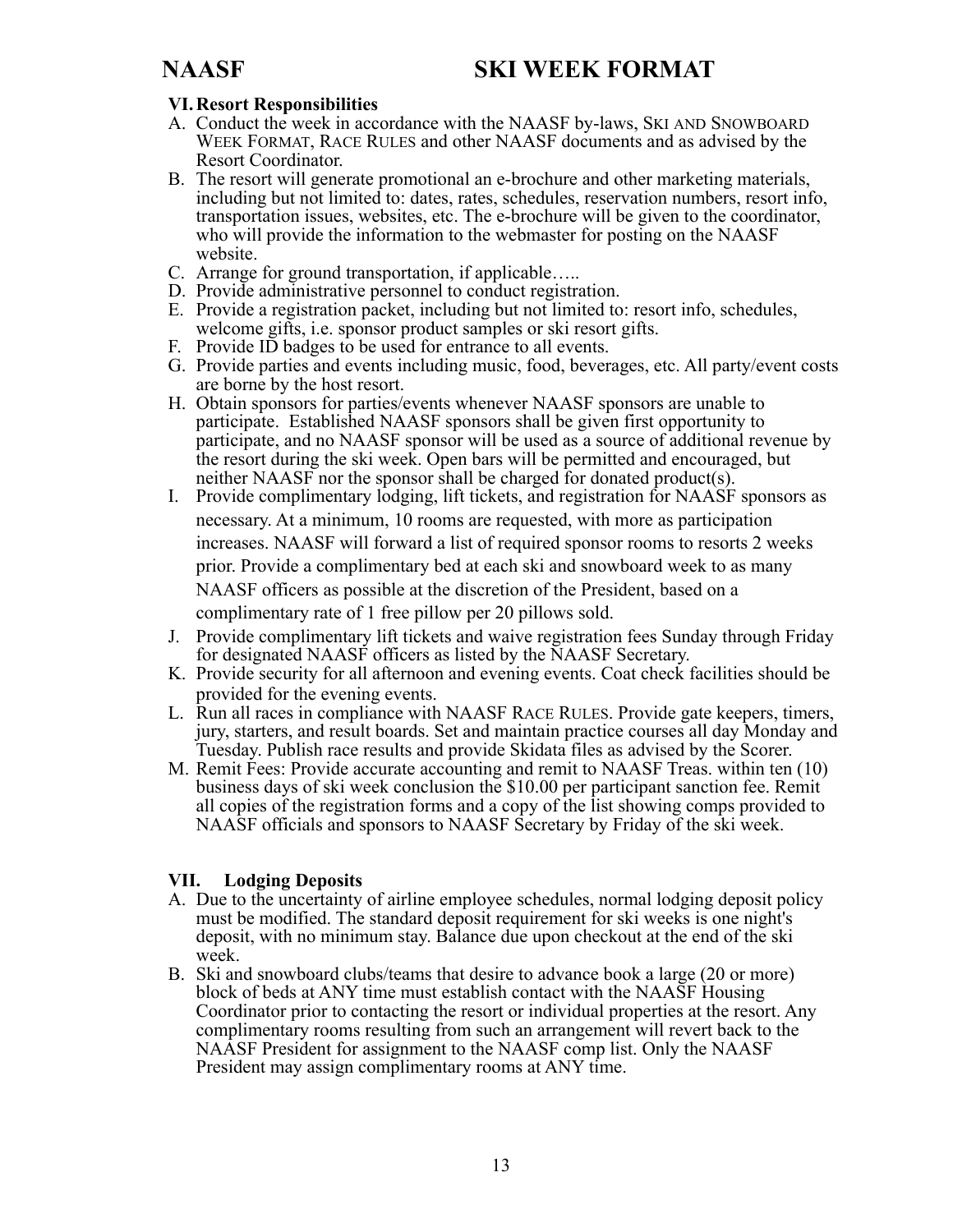### VI. Resort Responsibilities

A. Conduct the week in accordance with the NAASF by-laws, SKI AND SNOWBOARD WEEK FORMAT, RACE RULES and other NAASF documents and as advised by the Resort Coordinator.
B. The resort will generate promotional an e-brochure and other marketing materials, including but not limited to: dates, rates, schedules, reservation numbers, resort info, transportation issues, websites, etc. The e-brochure will be given to the coordinator, who will provide the information to the webmaster for posting on the NAASF website.
C. Arrange for ground transportation, if applicable…..
D. Provide administrative personnel to conduct registration.
E. Provide a registration packet, including but not limited to: resort info, schedules, welcome gifts, i.e. sponsor product samples or ski resort gifts.
F. Provide ID badges to be used for entrance to all events.
G. Provide parties and events including music, food, beverages, etc. All party/event costs are borne by the host resort.
H. Obtain sponsors for parties/events whenever NAASF sponsors are unable to participate. Established NAASF sponsors shall be given first opportunity to participate, and no NAASF sponsor will be used as a source of additional revenue by the resort during the ski week. Open bars will be permitted and encouraged, but neither NAASF nor the sponsor shall be charged for donated product(s).
I. Provide complimentary lodging, lift tickets, and registration for NAASF sponsors as necessary. At a minimum, 10 rooms are requested, with more as participation increases. NAASF will forward a list of required sponsor rooms to resorts 2 weeks prior. Provide a complimentary bed at each ski and snowboard week to as many NAASF officers as possible at the discretion of the President, based on a complimentary rate of 1 free pillow per 20 pillows sold.
J. Provide complimentary lift tickets and waive registration fees Sunday through Friday for designated NAASF officers as listed by the NAASF Secretary.
K. Provide security for all afternoon and evening events. Coat check facilities should be provided for the evening events.
L. Run all races in compliance with NAASF RACE RULES. Provide gate keepers, timers, jury, starters, and result boards. Set and maintain practice courses all day Monday and Tuesday. Publish race results and provide Skidata files as advised by the Scorer.
M. Remit Fees: Provide accurate accounting and remit to NAASF Treas. within ten (10) business days of ski week conclusion the $10.00 per participant sanction fee. Remit all copies of the registration forms and a copy of the list showing comps provided to NAASF officials and sponsors to NAASF Secretary by Friday of the ski week.

### VII. Lodging Deposits

A. Due to the uncertainty of airline employee schedules, normal lodging deposit policy must be modified. The standard deposit requirement for ski weeks is one night's deposit, with no minimum stay. Balance due upon checkout at the end of the ski week.
B. Ski and snowboard clubs/teams that desire to advance book a large (20 or more) block of beds at ANY time must establish contact with the NAASF Housing Coordinator prior to contacting the resort or individual properties at the resort. Any complimentary rooms resulting from such an arrangement will revert back to the NAASF President for assignment to the NAASF comp list. Only the NAASF President may assign complimentary rooms at ANY time.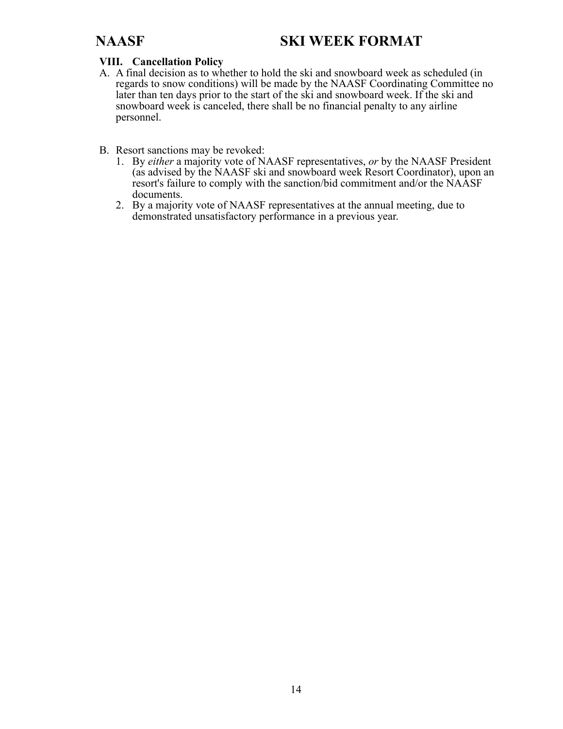### VIII. Cancellation Policy

A. A final decision as to whether to hold the ski and snowboard week as scheduled (in regards to snow conditions) will be made by the NAASF Coordinating Committee no later than ten days prior to the start of the ski and snowboard week. If the ski and snowboard week is canceled, there shall be no financial penalty to any airline personnel.

B. Resort sanctions may be revoked:
   1. By *either* a majority vote of NAASF representatives, *or* by the NAASF President (as advised by the NAASF ski and snowboard week Resort Coordinator), upon an resort's failure to comply with the sanction/bid commitment and/or the NAASF documents.
   2. By a majority vote of NAASF representatives at the annual meeting, due to demonstrated unsatisfactory performance in a previous year.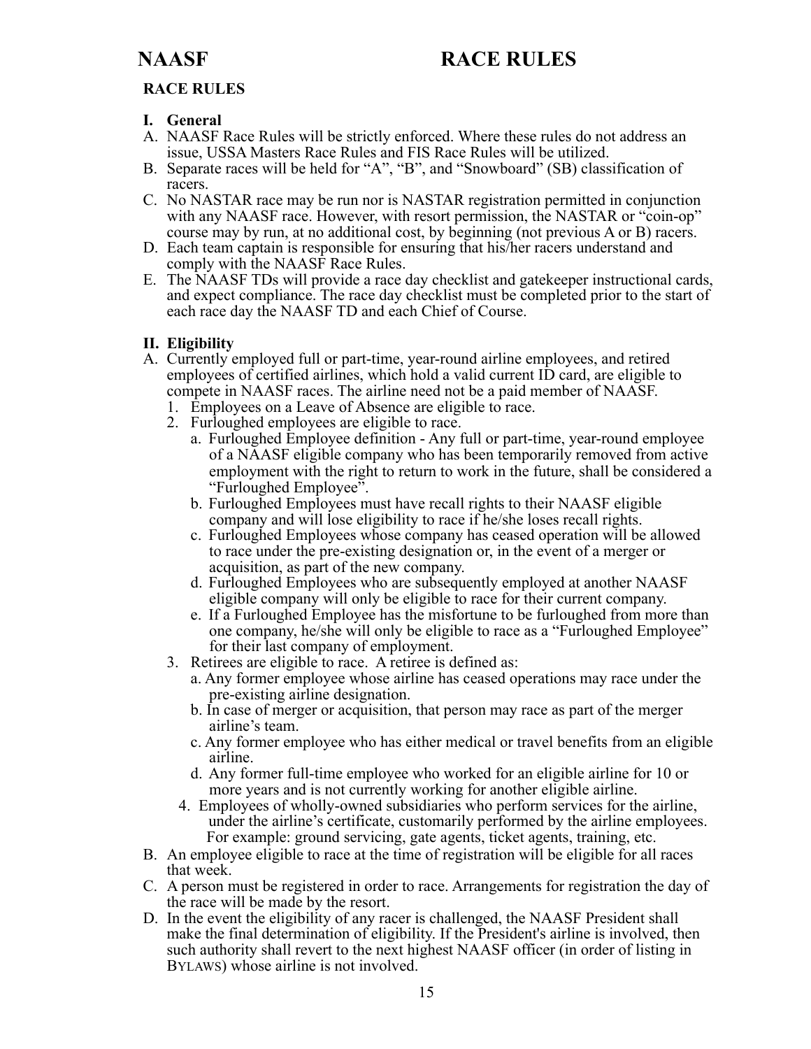## RACE RULES

### I. General

A. NAASF Race Rules will be strictly enforced. Where these rules do not address an issue, USSA Masters Race Rules and FIS Race Rules will be utilized.
B. Separate races will be held for "A", "B", and "Snowboard" (SB) classification of racers.
C. No NASTAR race may be run nor is NASTAR registration permitted in conjunction with any NAASF race. However, with resort permission, the NASTAR or "coin-op" course may by run, at no additional cost, by beginning (not previous A or B) racers.
D. Each team captain is responsible for ensuring that his/her racers understand and comply with the NAASF Race Rules.
E. The NAASF TDs will provide a race day checklist and gatekeeper instructional cards, and expect compliance. The race day checklist must be completed prior to the start of each race day the NAASF TD and each Chief of Course.

### II. Eligibility

A. Currently employed full or part-time, year-round airline employees, and retired employees of certified airlines, which hold a valid current ID card, are eligible to compete in NAASF races. The airline need not be a paid member of NAASF.
   1. Employees on a Leave of Absence are eligible to race.
   2. Furloughed employees are eligible to race.
      a. Furloughed Employee definition - Any full or part-time, year-round employee of a NAASF eligible company who has been temporarily removed from active employment with the right to return to work in the future, shall be considered a "Furloughed Employee".
      b. Furloughed Employees must have recall rights to their NAASF eligible company and will lose eligibility to race if he/she loses recall rights.
      c. Furloughed Employees whose company has ceased operation will be allowed to race under the pre-existing designation or, in the event of a merger or acquisition, as part of the new company.
      d. Furloughed Employees who are subsequently employed at another NAASF eligible company will only be eligible to race for their current company.
      e. If a Furloughed Employee has the misfortune to be furloughed from more than one company, he/she will only be eligible to race as a "Furloughed Employee" for their last company of employment.
   3. Retirees are eligible to race. A retiree is defined as:
      a. Any former employee whose airline has ceased operations may race under the pre-existing airline designation.
      b. In case of merger or acquisition, that person may race as part of the merger airline's team.
      c. Any former employee who has either medical or travel benefits from an eligible airline.
      d. Any former full-time employee who worked for an eligible airline for 10 or more years and is not currently working for another eligible airline.
   4. Employees of wholly-owned subsidiaries who perform services for the airline, under the airline's certificate, customarily performed by the airline employees. For example: ground servicing, gate agents, ticket agents, training, etc.

B. An employee eligible to race at the time of registration will be eligible for all races that week.
C. A person must be registered in order to race. Arrangements for registration the day of the race will be made by the resort.
D. In the event the eligibility of any racer is challenged, the NAASF President shall make the final determination of eligibility. If the President's airline is involved, then such authority shall revert to the next highest NAASF officer (in order of listing in BYLAWS) whose airline is not involved.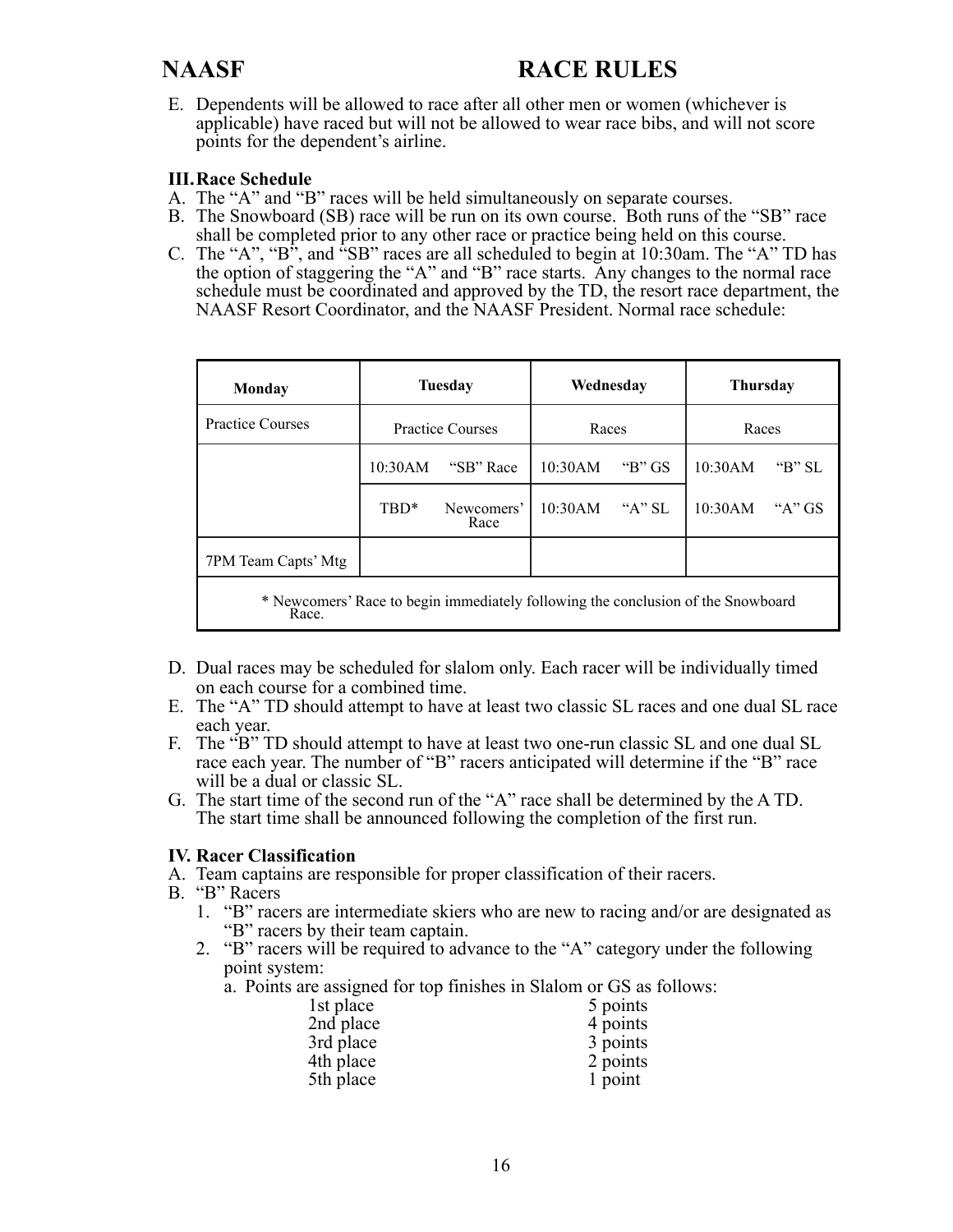E. Dependents will be allowed to race after all other men or women (whichever is applicable) have raced but will not be allowed to wear race bibs, and will not score points for the dependent's airline.

### III. Race Schedule

A. The "A" and "B" races will be held simultaneously on separate courses.
B. The Snowboard (SB) race will be run on its own course. Both runs of the "SB" race shall be completed prior to any other race or practice being held on this course.
C. The "A", "B", and "SB" races are all scheduled to begin at 10:30am. The "A" TD has the option of staggering the "A" and "B" race starts. Any changes to the normal race schedule must be coordinated and approved by the TD, the resort race department, the NAASF Resort Coordinator, and the NAASF President. Normal race schedule:

| Monday | Tuesday | | Wednesday | | Thursday | |
|---|---|---|---|---|---|---|
| Practice Courses | Practice Courses | | Races | | Races | |
| | 10:30AM | "SB" Race | 10:30AM | "B" GS | 10:30AM | "B" SL |
| | TBD* | Newcomers' Race | 10:30AM | "A" SL | 10:30AM | "A" GS |
| 7PM Team Capts' Mtg | | | | | | |
| * Newcomers' Race to begin immediately following the conclusion of the Snowboard Race. | | | | | | |

D. Dual races may be scheduled for slalom only. Each racer will be individually timed on each course for a combined time.
E. The "A" TD should attempt to have at least two classic SL races and one dual SL race each year.
F. The "B" TD should attempt to have at least two one-run classic SL and one dual SL race each year. The number of "B" racers anticipated will determine if the "B" race will be a dual or classic SL.
G. The start time of the second run of the "A" race shall be determined by the A TD. The start time shall be announced following the completion of the first run.

### IV. Racer Classification

A. Team captains are responsible for proper classification of their racers.
B. "B" Racers
   1. "B" racers are intermediate skiers who are new to racing and/or are designated as "B" racers by their team captain.
   2. "B" racers will be required to advance to the "A" category under the following point system:
      a. Points are assigned for top finishes in Slalom or GS as follows:

| | |
|---|---|
| 1st place | 5 points |
| 2nd place | 4 points |
| 3rd place | 3 points |
| 4th place | 2 points |
| 5th place | 1 point |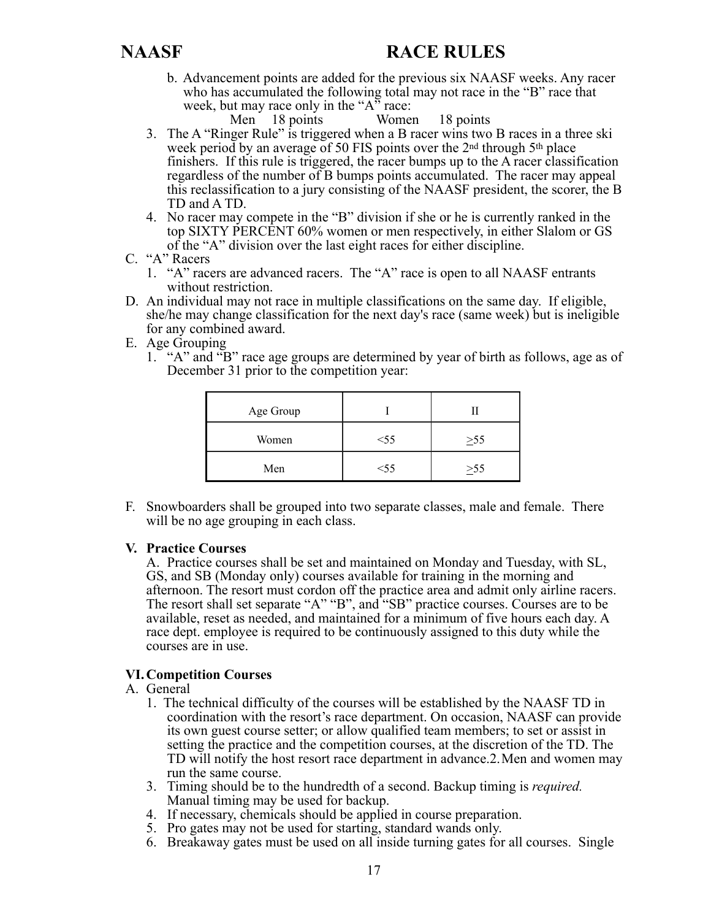b. Advancement points are added for the previous six NAASF weeks. Any racer who has accumulated the following total may not race in the "B" race that week, but may race only in the "A" race:

   Men 18 points Women 18 points

3. The A "Ringer Rule" is triggered when a B racer wins two B races in a three ski week period by an average of 50 FIS points over the 2nd through 5th place finishers. If this rule is triggered, the racer bumps up to the A racer classification regardless of the number of B bumps points accumulated. The racer may appeal this reclassification to a jury consisting of the NAASF president, the scorer, the B TD and A TD.
4. No racer may compete in the "B" division if she or he is currently ranked in the top SIXTY PERCENT 60% women or men respectively, in either Slalom or GS of the "A" division over the last eight races for either discipline.

C. "A" Racers
   1. "A" racers are advanced racers. The "A" race is open to all NAASF entrants without restriction.

D. An individual may not race in multiple classifications on the same day. If eligible, she/he may change classification for the next day's race (same week) but is ineligible for any combined award.

E. Age Grouping
   1. "A" and "B" race age groups are determined by year of birth as follows, age as of December 31 prior to the competition year:

| Age Group | I | II |
|---|---|---|
| Women | <55 | ≥55 |
| Men | <55 | ≥55 |

F. Snowboarders shall be grouped into two separate classes, male and female. There will be no age grouping in each class.

## V. Practice Courses

A. Practice courses shall be set and maintained on Monday and Tuesday, with SL, GS, and SB (Monday only) courses available for training in the morning and afternoon. The resort must cordon off the practice area and admit only airline racers. The resort shall set separate "A" "B", and "SB" practice courses. Courses are to be available, reset as needed, and maintained for a minimum of five hours each day. A race dept. employee is required to be continuously assigned to this duty while the courses are in use.

## VI. Competition Courses

A. General
   1. The technical difficulty of the courses will be established by the NAASF TD in coordination with the resort's race department. On occasion, NAASF can provide its own guest course setter; or allow qualified team members; to set or assist in setting the practice and the competition courses, at the discretion of the TD. The TD will notify the host resort race department in advance.2. Men and women may run the same course.
   3. Timing should be to the hundredth of a second. Backup timing is *required.* Manual timing may be used for backup.
   4. If necessary, chemicals should be applied in course preparation.
   5. Pro gates may not be used for starting, standard wands only.
   6. Breakaway gates must be used on all inside turning gates for all courses. Single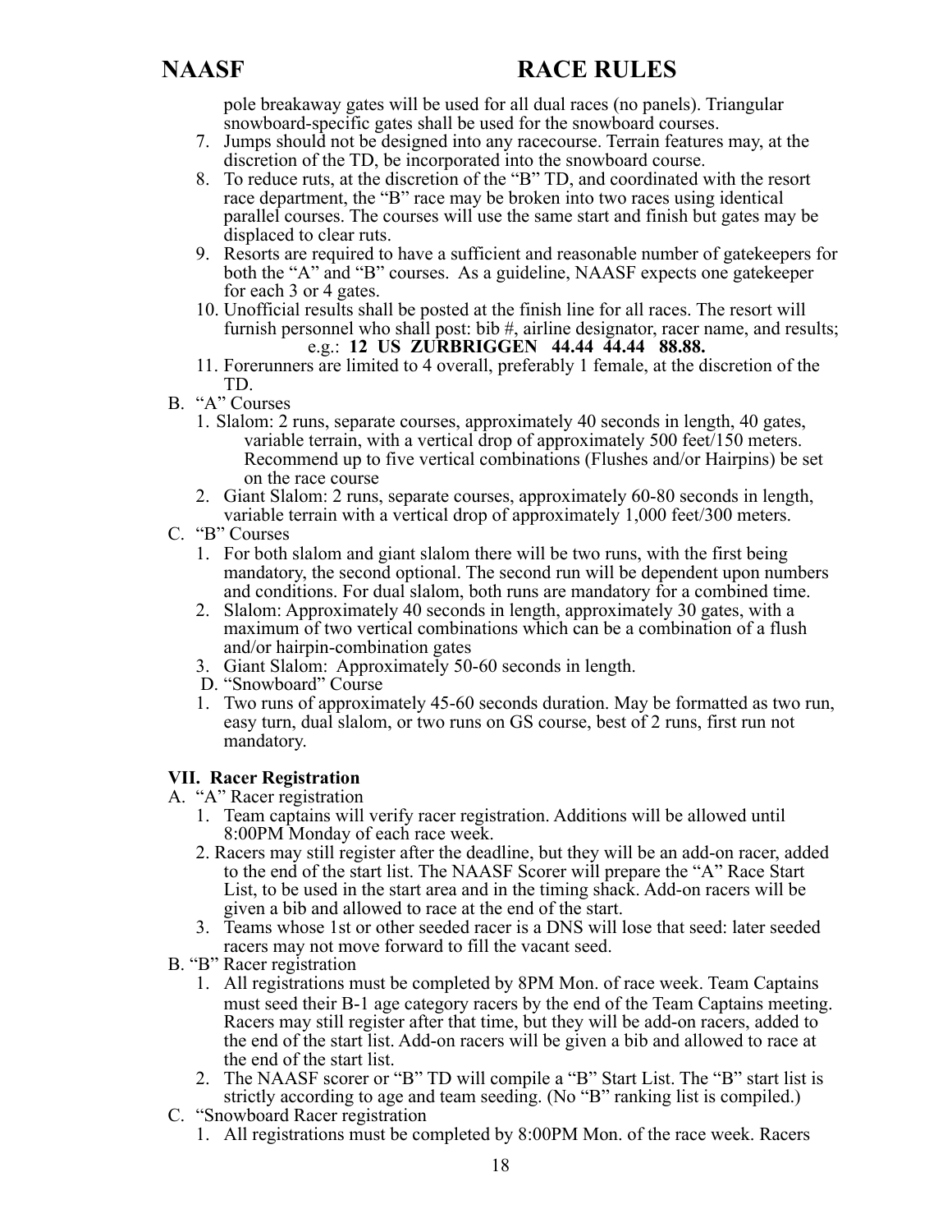pole breakaway gates will be used for all dual races (no panels). Triangular snowboard-specific gates shall be used for the snowboard courses.

7. Jumps should not be designed into any racecourse. Terrain features may, at the discretion of the TD, be incorporated into the snowboard course.
8. To reduce ruts, at the discretion of the "B" TD, and coordinated with the resort race department, the "B" race may be broken into two races using identical parallel courses. The courses will use the same start and finish but gates may be displaced to clear ruts.
9. Resorts are required to have a sufficient and reasonable number of gatekeepers for both the "A" and "B" courses. As a guideline, NAASF expects one gatekeeper for each 3 or 4 gates.
10. Unofficial results shall be posted at the finish line for all races. The resort will furnish personnel who shall post: bib #, airline designator, racer name, and results; e.g.: **12 US ZURBRIGGEN 44.44 44.44 88.88.**
11. Forerunners are limited to 4 overall, preferably 1 female, at the discretion of the TD.

B. "A" Courses

1. Slalom: 2 runs, separate courses, approximately 40 seconds in length, 40 gates, variable terrain, with a vertical drop of approximately 500 feet/150 meters. Recommend up to five vertical combinations (Flushes and/or Hairpins) be set on the race course
2. Giant Slalom: 2 runs, separate courses, approximately 60-80 seconds in length, variable terrain with a vertical drop of approximately 1,000 feet/300 meters.

C. "B" Courses

1. For both slalom and giant slalom there will be two runs, with the first being mandatory, the second optional. The second run will be dependent upon numbers and conditions. For dual slalom, both runs are mandatory for a combined time.
2. Slalom: Approximately 40 seconds in length, approximately 30 gates, with a maximum of two vertical combinations which can be a combination of a flush and/or hairpin-combination gates
3. Giant Slalom: Approximately 50-60 seconds in length.

D. "Snowboard" Course

1. Two runs of approximately 45-60 seconds duration. May be formatted as two run, easy turn, dual slalom, or two runs on GS course, best of 2 runs, first run not mandatory.

**VII. Racer Registration**

A. "A" Racer registration

1. Team captains will verify racer registration. Additions will be allowed until 8:00PM Monday of each race week.
2. Racers may still register after the deadline, but they will be an add-on racer, added to the end of the start list. The NAASF Scorer will prepare the "A" Race Start List, to be used in the start area and in the timing shack. Add-on racers will be given a bib and allowed to race at the end of the start.
3. Teams whose 1st or other seeded racer is a DNS will lose that seed: later seeded racers may not move forward to fill the vacant seed.

B. "B" Racer registration

1. All registrations must be completed by 8PM Mon. of race week. Team Captains must seed their B-1 age category racers by the end of the Team Captains meeting. Racers may still register after that time, but they will be add-on racers, added to the end of the start list. Add-on racers will be given a bib and allowed to race at the end of the start list.
2. The NAASF scorer or "B" TD will compile a "B" Start List. The "B" start list is strictly according to age and team seeding. (No "B" ranking list is compiled.)

C. "Snowboard Racer registration

1. All registrations must be completed by 8:00PM Mon. of the race week. Racers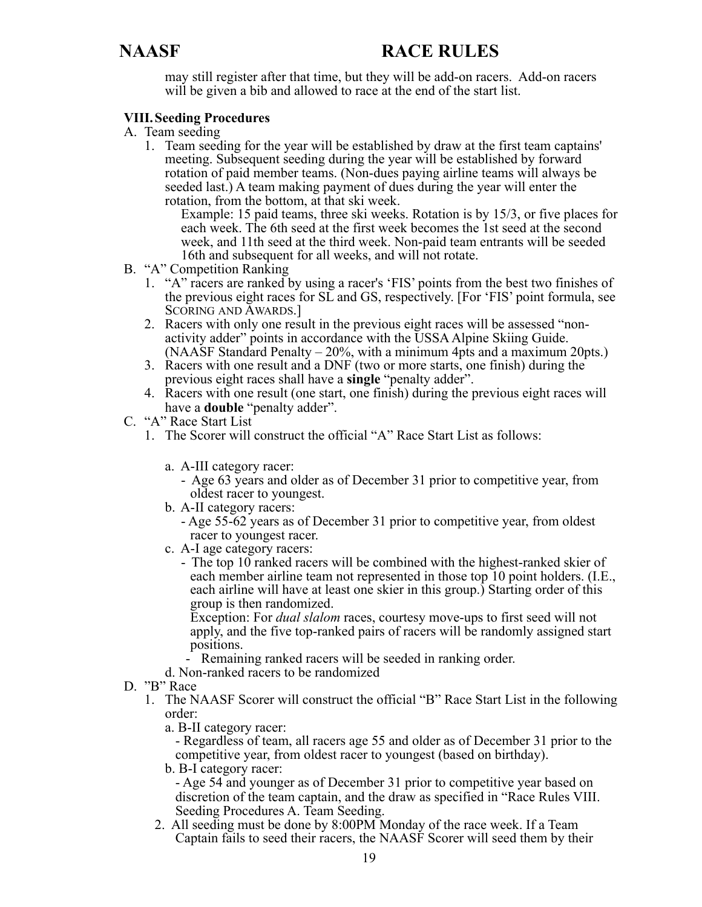may still register after that time, but they will be add-on racers. Add-on racers will be given a bib and allowed to race at the end of the start list.

## VIII. Seeding Procedures

A. Team seeding

1. Team seeding for the year will be established by draw at the first team captains' meeting. Subsequent seeding during the year will be established by forward rotation of paid member teams. (Non-dues paying airline teams will always be seeded last.) A team making payment of dues during the year will enter the rotation, from the bottom, at that ski week.

   Example: 15 paid teams, three ski weeks. Rotation is by 15/3, or five places for each week. The 6th seed at the first week becomes the 1st seed at the second week, and 11th seed at the third week. Non-paid team entrants will be seeded 16th and subsequent for all weeks, and will not rotate.

B. "A" Competition Ranking

1. "A" racers are ranked by using a racer's 'FIS' points from the best two finishes of the previous eight races for SL and GS, respectively. [For 'FIS' point formula, see SCORING AND AWARDS.]
2. Racers with only one result in the previous eight races will be assessed "non-activity adder" points in accordance with the USSA Alpine Skiing Guide. (NAASF Standard Penalty – 20%, with a minimum 4pts and a maximum 20pts.)
3. Racers with one result and a DNF (two or more starts, one finish) during the previous eight races shall have a **single** "penalty adder".
4. Racers with one result (one start, one finish) during the previous eight races will have a **double** "penalty adder".

C. "A" Race Start List

1. The Scorer will construct the official "A" Race Start List as follows:

   a. A-III category racer:
      - Age 63 years and older as of December 31 prior to competitive year, from oldest racer to youngest.

   b. A-II category racers:
      - Age 55-62 years as of December 31 prior to competitive year, from oldest racer to youngest racer.

   c. A-I age category racers:
      - The top 10 ranked racers will be combined with the highest-ranked skier of each member airline team not represented in those top 10 point holders. (I.E., each airline will have at least one skier in this group.) Starting order of this group is then randomized.

        Exception: For *dual slalom* races, courtesy move-ups to first seed will not apply, and the five top-ranked pairs of racers will be randomly assigned start positions.
      - Remaining ranked racers will be seeded in ranking order.

   d. Non-ranked racers to be randomized

D. "B" Race

1. The NAASF Scorer will construct the official "B" Race Start List in the following order:

   a. B-II category racer:
      - Regardless of team, all racers age 55 and older as of December 31 prior to the competitive year, from oldest racer to youngest (based on birthday).

   b. B-I category racer:
      - Age 54 and younger as of December 31 prior to competitive year based on discretion of the team captain, and the draw as specified in "Race Rules VIII. Seeding Procedures A. Team Seeding.

2. All seeding must be done by 8:00PM Monday of the race week. If a Team Captain fails to seed their racers, the NAASF Scorer will seed them by their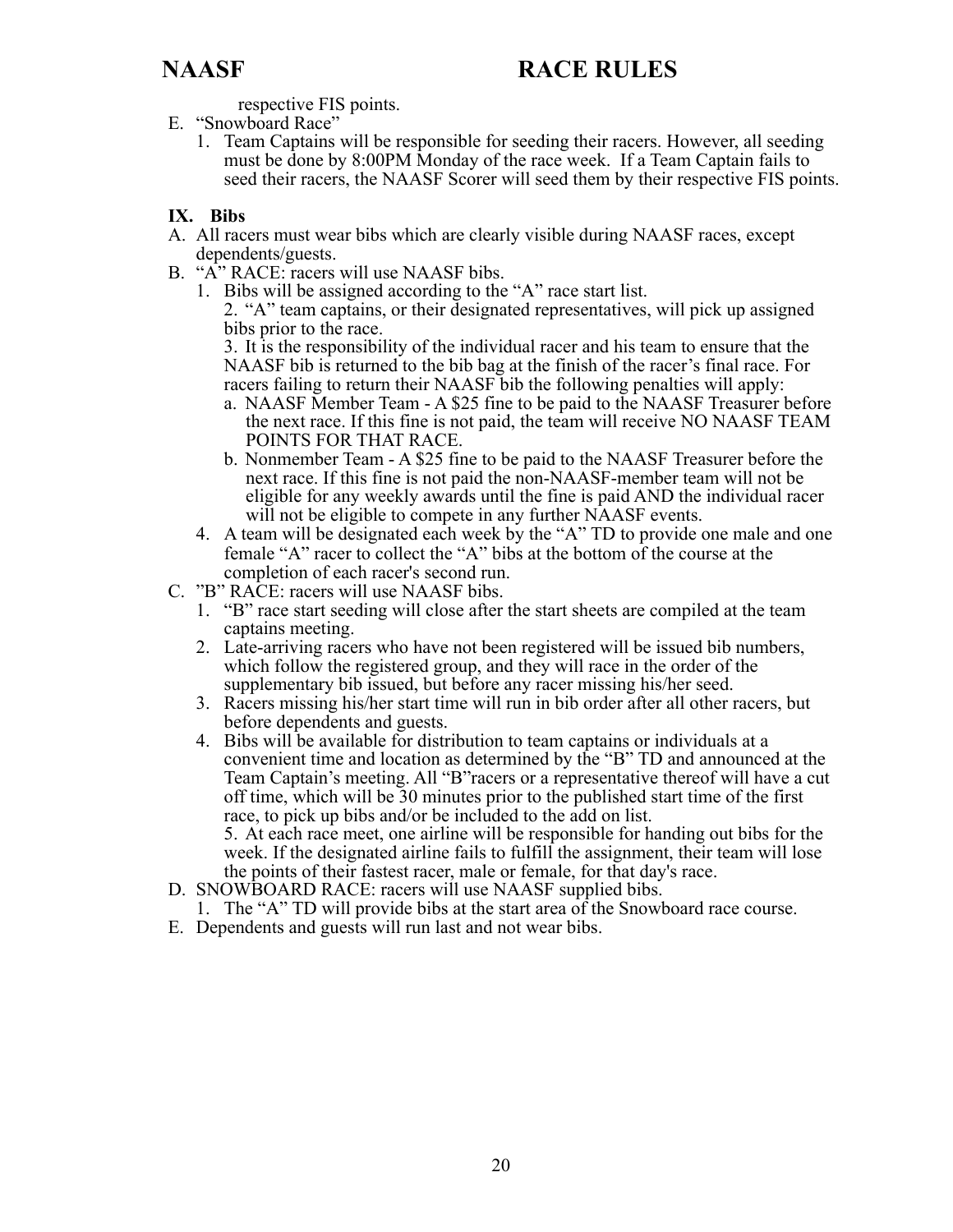respective FIS points.

E. “Snowboard Race”
   1. Team Captains will be responsible for seeding their racers. However, all seeding must be done by 8:00PM Monday of the race week. If a Team Captain fails to seed their racers, the NAASF Scorer will seed them by their respective FIS points.

## IX. Bibs

A. All racers must wear bibs which are clearly visible during NAASF races, except dependents/guests.

B. “A” RACE: racers will use NAASF bibs.
   1. Bibs will be assigned according to the “A” race start list.
   2. “A” team captains, or their designated representatives, will pick up assigned bibs prior to the race.
   3. It is the responsibility of the individual racer and his team to ensure that the NAASF bib is returned to the bib bag at the finish of the racer’s final race. For racers failing to return their NAASF bib the following penalties will apply:
      a. NAASF Member Team - A $25 fine to be paid to the NAASF Treasurer before the next race. If this fine is not paid, the team will receive NO NAASF TEAM POINTS FOR THAT RACE.
      b. Nonmember Team - A $25 fine to be paid to the NAASF Treasurer before the next race. If this fine is not paid the non-NAASF-member team will not be eligible for any weekly awards until the fine is paid AND the individual racer will not be eligible to compete in any further NAASF events.
   4. A team will be designated each week by the “A” TD to provide one male and one female “A” racer to collect the “A” bibs at the bottom of the course at the completion of each racer's second run.

C. ”B” RACE: racers will use NAASF bibs.
   1. “B” race start seeding will close after the start sheets are compiled at the team captains meeting.
   2. Late-arriving racers who have not been registered will be issued bib numbers, which follow the registered group, and they will race in the order of the supplementary bib issued, but before any racer missing his/her seed.
   3. Racers missing his/her start time will run in bib order after all other racers, but before dependents and guests.
   4. Bibs will be available for distribution to team captains or individuals at a convenient time and location as determined by the “B” TD and announced at the Team Captain’s meeting. All “B”racers or a representative thereof will have a cut off time, which will be 30 minutes prior to the published start time of the first race, to pick up bibs and/or be included to the add on list.
   5. At each race meet, one airline will be responsible for handing out bibs for the week. If the designated airline fails to fulfill the assignment, their team will lose the points of their fastest racer, male or female, for that day's race.

D. SNOWBOARD RACE: racers will use NAASF supplied bibs.
   1. The “A” TD will provide bibs at the start area of the Snowboard race course.

E. Dependents and guests will run last and not wear bibs.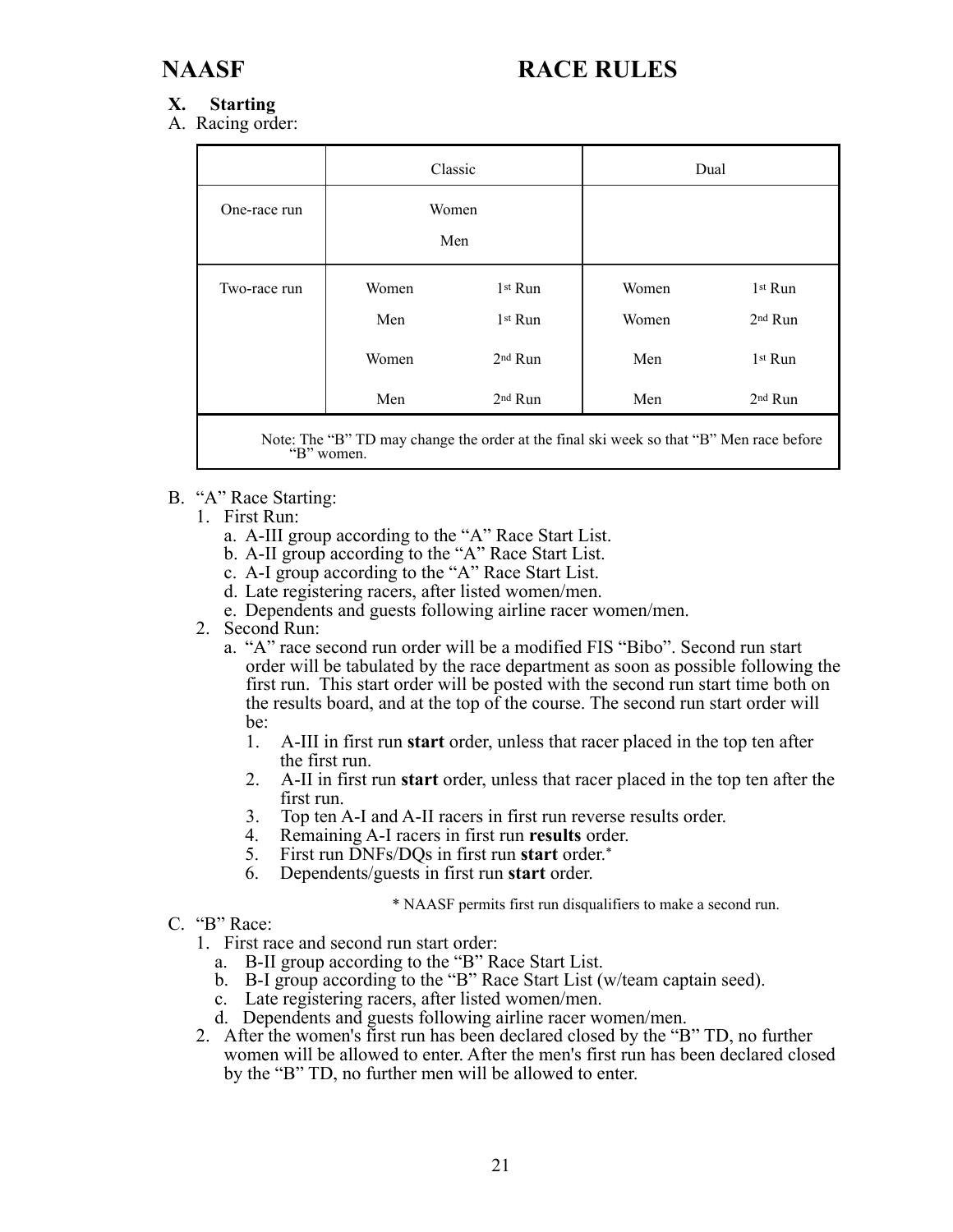## X. Starting

A. Racing order:

| | Classic | | Dual | |
|---|---|---|---|---|
| One-race run | Women | | | |
| | Men | | | |
| Two-race run | Women | 1st Run | Women | 1st Run |
| | Men | 1st Run | Women | 2nd Run |
| | Women | 2nd Run | Men | 1st Run |
| | Men | 2nd Run | Men | 2nd Run |
| Note: The "B" TD may change the order at the final ski week so that "B" Men race before "B" women. | | | | |

B. "A" Race Starting:
   1. First Run:
      a. A-III group according to the "A" Race Start List.
      b. A-II group according to the "A" Race Start List.
      c. A-I group according to the "A" Race Start List.
      d. Late registering racers, after listed women/men.
      e. Dependents and guests following airline racer women/men.
   2. Second Run:
      a. "A" race second run order will be a modified FIS "Bibo". Second run start order will be tabulated by the race department as soon as possible following the first run. This start order will be posted with the second run start time both on the results board, and at the top of the course. The second run start order will be:
         1. A-III in first run **start** order, unless that racer placed in the top ten after the first run.
         2. A-II in first run **start** order, unless that racer placed in the top ten after the first run.
         3. Top ten A-I and A-II racers in first run reverse results order.
         4. Remaining A-I racers in first run **results** order.
         5. First run DNFs/DQs in first run **start** order.*
         6. Dependents/guests in first run **start** order.

\* NAASF permits first run disqualifiers to make a second run.

C. "B" Race:
   1. First race and second run start order:
      a. B-II group according to the "B" Race Start List.
      b. B-I group according to the "B" Race Start List (w/team captain seed).
      c. Late registering racers, after listed women/men.
      d. Dependents and guests following airline racer women/men.
   2. After the women's first run has been declared closed by the "B" TD, no further women will be allowed to enter. After the men's first run has been declared closed by the "B" TD, no further men will be allowed to enter.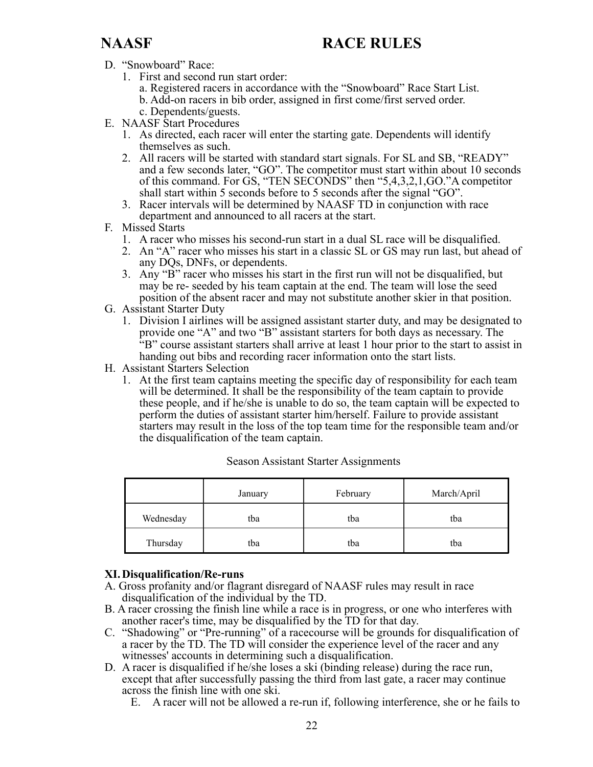D. “Snowboard” Race:
   1. First and second run start order:
      a. Registered racers in accordance with the “Snowboard” Race Start List.
      b. Add-on racers in bib order, assigned in first come/first served order.
      c. Dependents/guests.

E. NAASF Start Procedures
   1. As directed, each racer will enter the starting gate. Dependents will identify themselves as such.
   2. All racers will be started with standard start signals. For SL and SB, “READY” and a few seconds later, “GO”. The competitor must start within about 10 seconds of this command. For GS, “TEN SECONDS” then “5,4,3,2,1,GO.”A competitor shall start within 5 seconds before to 5 seconds after the signal “GO”.
   3. Racer intervals will be determined by NAASF TD in conjunction with race department and announced to all racers at the start.

F. Missed Starts
   1. A racer who misses his second-run start in a dual SL race will be disqualified.
   2. An “A” racer who misses his start in a classic SL or GS may run last, but ahead of any DQs, DNFs, or dependents.
   3. Any “B” racer who misses his start in the first run will not be disqualified, but may be re- seeded by his team captain at the end. The team will lose the seed position of the absent racer and may not substitute another skier in that position.

G. Assistant Starter Duty
   1. Division I airlines will be assigned assistant starter duty, and may be designated to provide one “A” and two “B” assistant starters for both days as necessary. The “B” course assistant starters shall arrive at least 1 hour prior to the start to assist in handing out bibs and recording racer information onto the start lists.

H. Assistant Starters Selection
   1. At the first team captains meeting the specific day of responsibility for each team will be determined. It shall be the responsibility of the team captain to provide these people, and if he/she is unable to do so, the team captain will be expected to perform the duties of assistant starter him/herself. Failure to provide assistant starters may result in the loss of the top team time for the responsible team and/or the disqualification of the team captain.

Season Assistant Starter Assignments

| | January | February | March/April |
|---|---|---|---|
| Wednesday | tba | tba | tba |
| Thursday | tba | tba | tba |

## XI. Disqualification/Re-runs

A. Gross profanity and/or flagrant disregard of NAASF rules may result in race disqualification of the individual by the TD.

B. A racer crossing the finish line while a race is in progress, or one who interferes with another racer's time, may be disqualified by the TD for that day.

C. “Shadowing” or “Pre-running” of a racecourse will be grounds for disqualification of a racer by the TD. The TD will consider the experience level of the racer and any witnesses' accounts in determining such a disqualification.

D. A racer is disqualified if he/she loses a ski (binding release) during the race run, except that after successfully passing the third from last gate, a racer may continue across the finish line with one ski.

E. A racer will not be allowed a re-run if, following interference, she or he fails to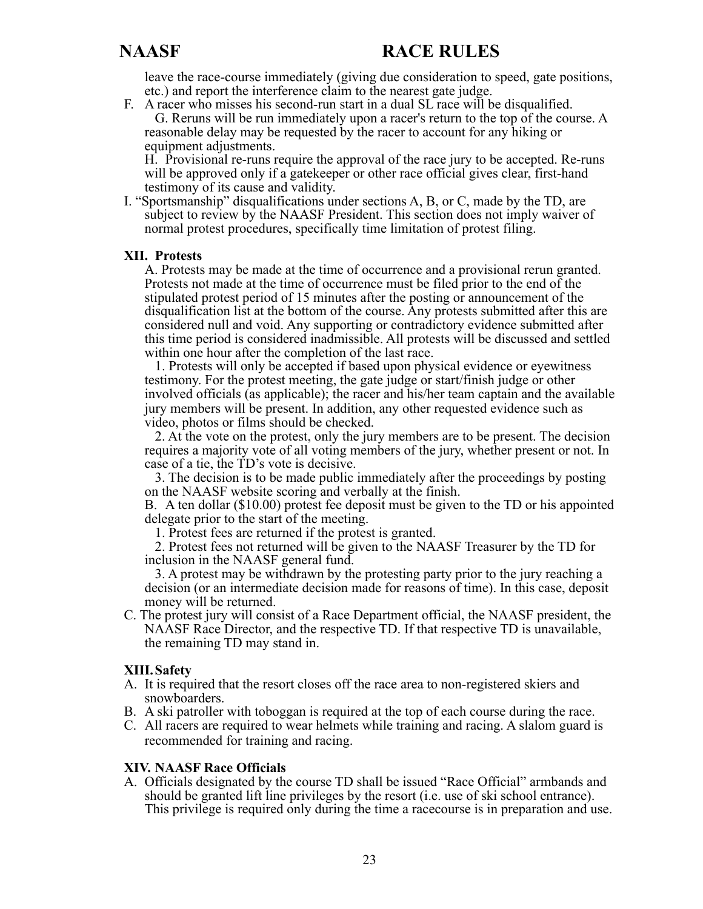leave the race-course immediately (giving due consideration to speed, gate positions, etc.) and report the interference claim to the nearest gate judge.

F. A racer who misses his second-run start in a dual SL race will be disqualified.

G. Reruns will be run immediately upon a racer's return to the top of the course. A reasonable delay may be requested by the racer to account for any hiking or equipment adjustments.

H. Provisional re-runs require the approval of the race jury to be accepted. Re-runs will be approved only if a gatekeeper or other race official gives clear, first-hand testimony of its cause and validity.

I. "Sportsmanship" disqualifications under sections A, B, or C, made by the TD, are subject to review by the NAASF President. This section does not imply waiver of normal protest procedures, specifically time limitation of protest filing.

## XII. Protests

A. Protests may be made at the time of occurrence and a provisional rerun granted. Protests not made at the time of occurrence must be filed prior to the end of the stipulated protest period of 15 minutes after the posting or announcement of the disqualification list at the bottom of the course. Any protests submitted after this are considered null and void. Any supporting or contradictory evidence submitted after this time period is considered inadmissible. All protests will be discussed and settled within one hour after the completion of the last race.

1. Protests will only be accepted if based upon physical evidence or eyewitness testimony. For the protest meeting, the gate judge or start/finish judge or other involved officials (as applicable); the racer and his/her team captain and the available jury members will be present. In addition, any other requested evidence such as video, photos or films should be checked.

2. At the vote on the protest, only the jury members are to be present. The decision requires a majority vote of all voting members of the jury, whether present or not. In case of a tie, the TD's vote is decisive.

3. The decision is to be made public immediately after the proceedings by posting on the NAASF website scoring and verbally at the finish.

B. A ten dollar ($10.00) protest fee deposit must be given to the TD or his appointed delegate prior to the start of the meeting.

1. Protest fees are returned if the protest is granted.

2. Protest fees not returned will be given to the NAASF Treasurer by the TD for inclusion in the NAASF general fund.

3. A protest may be withdrawn by the protesting party prior to the jury reaching a decision (or an intermediate decision made for reasons of time). In this case, deposit money will be returned.

C. The protest jury will consist of a Race Department official, the NAASF president, the NAASF Race Director, and the respective TD. If that respective TD is unavailable, the remaining TD may stand in.

## XIII. Safety

A. It is required that the resort closes off the race area to non-registered skiers and snowboarders.

B. A ski patroller with toboggan is required at the top of each course during the race.

C. All racers are required to wear helmets while training and racing. A slalom guard is recommended for training and racing.

## XIV. NAASF Race Officials

A. Officials designated by the course TD shall be issued "Race Official" armbands and should be granted lift line privileges by the resort (i.e. use of ski school entrance). This privilege is required only during the time a racecourse is in preparation and use.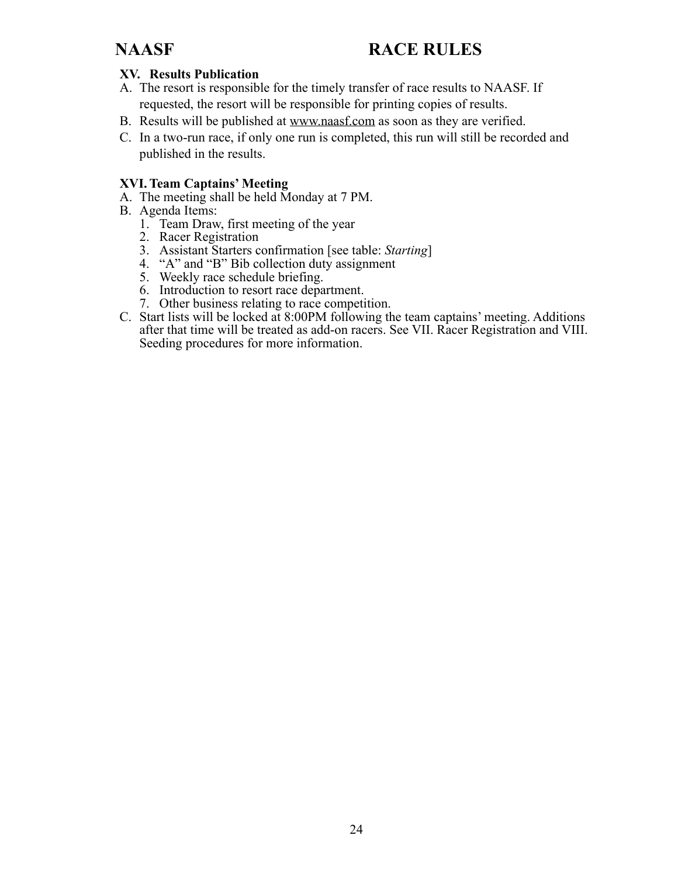### XV. Results Publication

A. The resort is responsible for the timely transfer of race results to NAASF. If requested, the resort will be responsible for printing copies of results.

B. Results will be published at www.naasf.com as soon as they are verified.

C. In a two-run race, if only one run is completed, this run will still be recorded and published in the results.

### XVI. Team Captains' Meeting

A. The meeting shall be held Monday at 7 PM.

B. Agenda Items:
   1. Team Draw, first meeting of the year
   2. Racer Registration
   3. Assistant Starters confirmation [see table: *Starting*]
   4. "A" and "B" Bib collection duty assignment
   5. Weekly race schedule briefing.
   6. Introduction to resort race department.
   7. Other business relating to race competition.

C. Start lists will be locked at 8:00PM following the team captains' meeting. Additions after that time will be treated as add-on racers. See VII. Racer Registration and VIII. Seeding procedures for more information.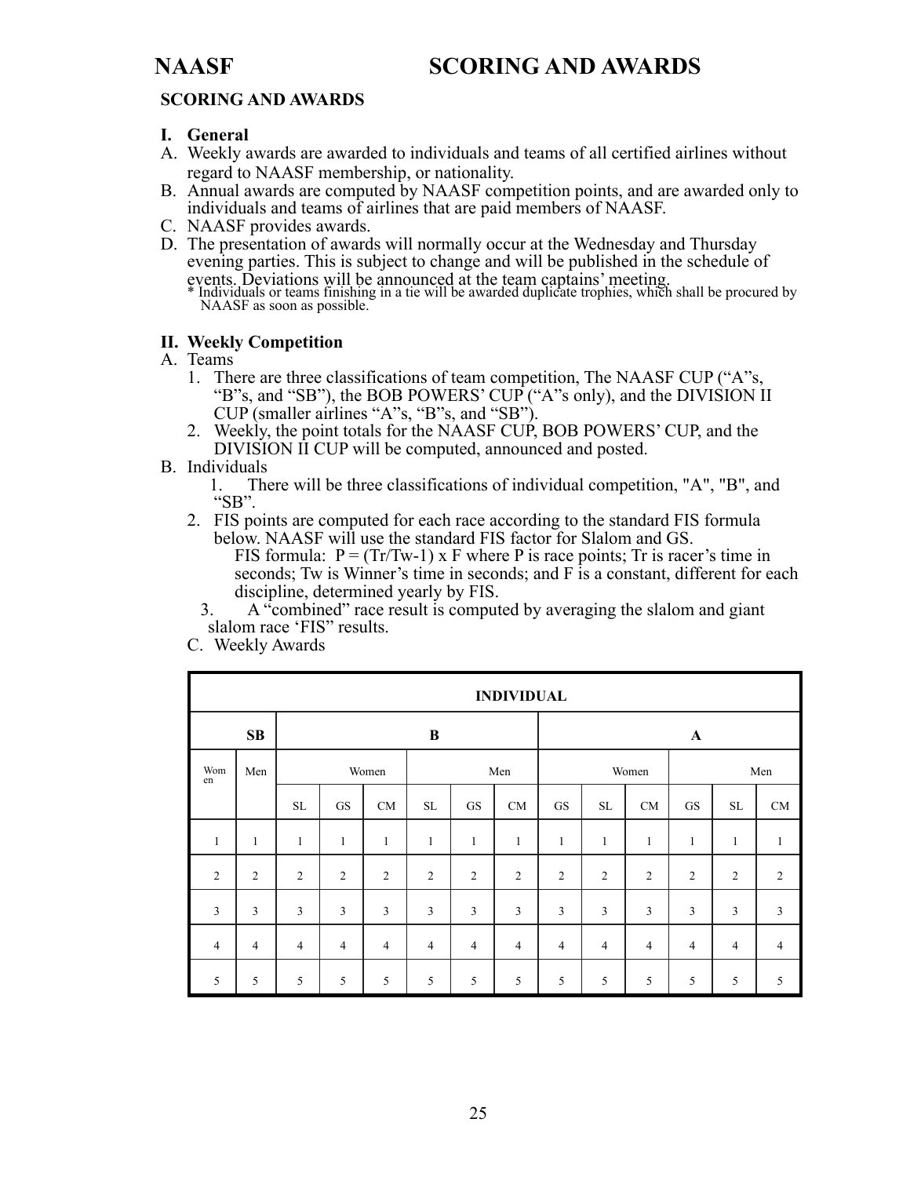# NAASF SCORING AND AWARDS

**SCORING AND AWARDS**

## I. General

A. Weekly awards are awarded to individuals and teams of all certified airlines without regard to NAASF membership, or nationality.

B. Annual awards are computed by NAASF competition points, and are awarded only to individuals and teams of airlines that are paid members of NAASF.

C. NAASF provides awards.

D. The presentation of awards will normally occur at the Wednesday and Thursday evening parties. This is subject to change and will be published in the schedule of events. Deviations will be announced at the team captains' meeting.

\* Individuals or teams finishing in a tie will be awarded duplicate trophies, which shall be procured by NAASF as soon as possible.

## II. Weekly Competition

A. Teams

1. There are three classifications of team competition, The NAASF CUP ("A"s, "B"s, and "SB"), the BOB POWERS' CUP ("A"s only), and the DIVISION II CUP (smaller airlines "A"s, "B"s, and "SB").
2. Weekly, the point totals for the NAASF CUP, BOB POWERS' CUP, and the DIVISION II CUP will be computed, announced and posted.

B. Individuals

1. There will be three classifications of individual competition, "A", "B", and "SB".
2. FIS points are computed for each race according to the standard FIS formula below. NAASF will use the standard FIS factor for Slalom and GS.
   FIS formula: $P = (Tr/Tw-1) \times F$ where P is race points; Tr is racer's time in seconds; Tw is Winner's time in seconds; and F is a constant, different for each discipline, determined yearly by FIS.
3. A "combined" race result is computed by averaging the slalom and giant slalom race 'FIS" results.

C. Weekly Awards

| INDIVIDUAL | | | | | | | | | | | | | |
|---|---|---|---|---|---|---|---|---|---|---|---|---|---|
| **SB** | | **B** | | | | | | **A** | | | | | |
| Women | Men | Women | | | Men | | | Women | | | Men | | |
| | | SL | GS | CM | SL | GS | CM | GS | SL | CM | GS | SL | CM |
| 1 | 1 | 1 | 1 | 1 | 1 | 1 | 1 | 1 | 1 | 1 | 1 | 1 | 1 |
| 2 | 2 | 2 | 2 | 2 | 2 | 2 | 2 | 2 | 2 | 2 | 2 | 2 | 2 |
| 3 | 3 | 3 | 3 | 3 | 3 | 3 | 3 | 3 | 3 | 3 | 3 | 3 | 3 |
| 4 | 4 | 4 | 4 | 4 | 4 | 4 | 4 | 4 | 4 | 4 | 4 | 4 | 4 |
| 5 | 5 | 5 | 5 | 5 | 5 | 5 | 5 | 5 | 5 | 5 | 5 | 5 | 5 |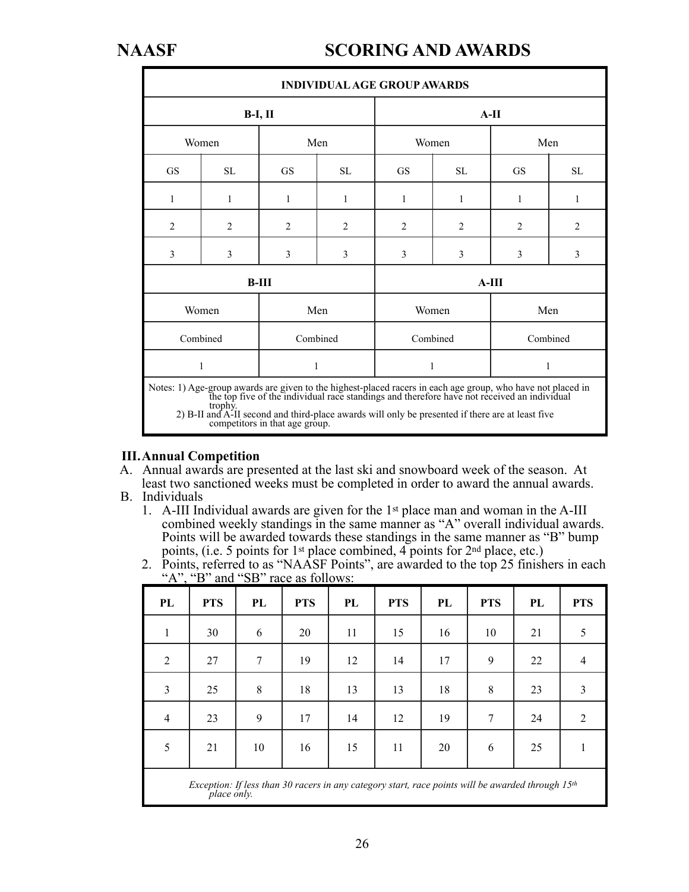# NAASF SCORING AND AWARDS

| INDIVIDUAL AGE GROUP AWARDS | | | | | | | |
|---|---|---|---|---|---|---|---|
| B-I, II | | | | A-II | | | |
| Women | | Men | | Women | | Men | |
| GS | SL | GS | SL | GS | SL | GS | SL |
| 1 | 1 | 1 | 1 | 1 | 1 | 1 | 1 |
| 2 | 2 | 2 | 2 | 2 | 2 | 2 | 2 |
| 3 | 3 | 3 | 3 | 3 | 3 | 3 | 3 |
| B-III | | | | A-III | | | |
| Women | | Men | | Women | | Men | |
| Combined | | Combined | | Combined | | Combined | |
| 1 | | 1 | | 1 | | 1 | |

Notes: 1) Age-group awards are given to the highest-placed racers in each age group, who have not placed in the top five of the individual race standings and therefore have not received an individual trophy.
2) B-II and A-II second and third-place awards will only be presented if there are at least five competitors in that age group.

## III. Annual Competition

A. Annual awards are presented at the last ski and snowboard week of the season. At least two sanctioned weeks must be completed in order to award the annual awards.

B. Individuals

1. A-III Individual awards are given for the 1st place man and woman in the A-III combined weekly standings in the same manner as "A" overall individual awards. Points will be awarded towards these standings in the same manner as "B" bump points, (i.e. 5 points for 1st place combined, 4 points for 2nd place, etc.)
2. Points, referred to as "NAASF Points", are awarded to the top 25 finishers in each "A", "B" and "SB" race as follows:

| PL | PTS | PL | PTS | PL | PTS | PL | PTS | PL | PTS |
|---|---|---|---|---|---|---|---|---|---|
| 1 | 30 | 6 | 20 | 11 | 15 | 16 | 10 | 21 | 5 |
| 2 | 27 | 7 | 19 | 12 | 14 | 17 | 9 | 22 | 4 |
| 3 | 25 | 8 | 18 | 13 | 13 | 18 | 8 | 23 | 3 |
| 4 | 23 | 9 | 17 | 14 | 12 | 19 | 7 | 24 | 2 |
| 5 | 21 | 10 | 16 | 15 | 11 | 20 | 6 | 25 | 1 |

*Exception: If less than 30 racers in any category start, race points will be awarded through 15th place only.*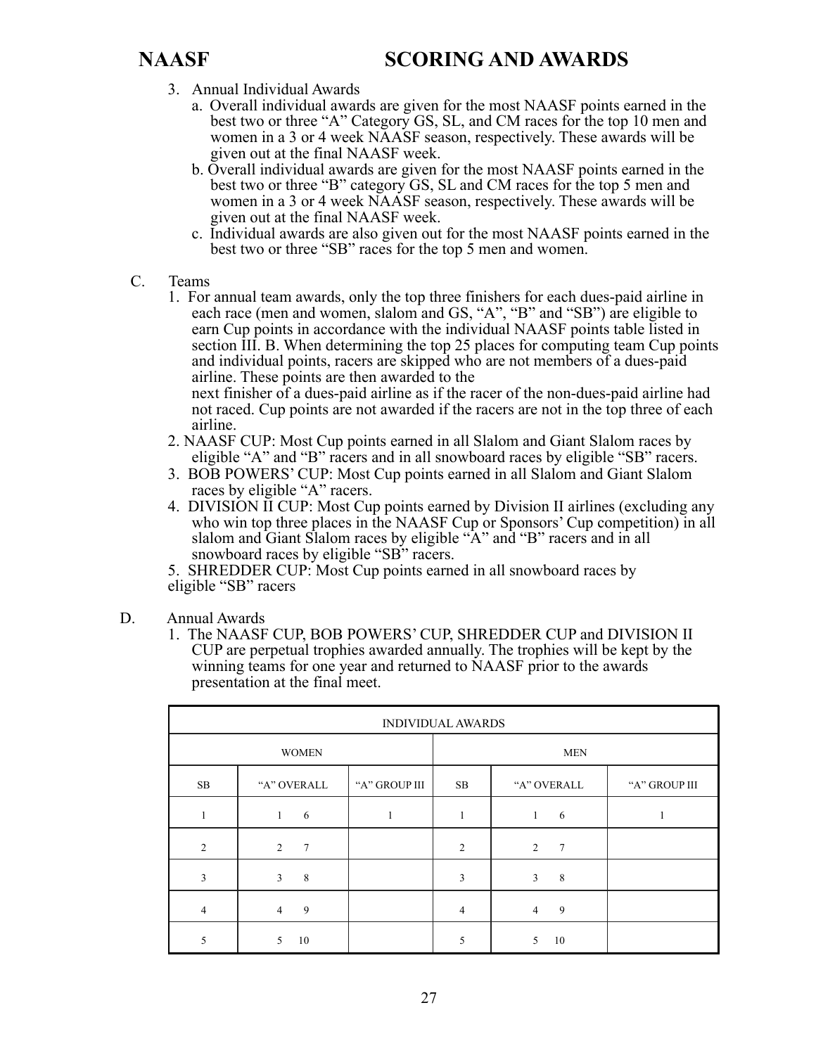# NAASF SCORING AND AWARDS

3. Annual Individual Awards
   a. Overall individual awards are given for the most NAASF points earned in the best two or three "A" Category GS, SL, and CM races for the top 10 men and women in a 3 or 4 week NAASF season, respectively. These awards will be given out at the final NAASF week.
   b. Overall individual awards are given for the most NAASF points earned in the best two or three "B" category GS, SL and CM races for the top 5 men and women in a 3 or 4 week NAASF season, respectively. These awards will be given out at the final NAASF week.
   c. Individual awards are also given out for the most NAASF points earned in the best two or three "SB" races for the top 5 men and women.

C. Teams
   1. For annual team awards, only the top three finishers for each dues-paid airline in each race (men and women, slalom and GS, "A", "B" and "SB") are eligible to earn Cup points in accordance with the individual NAASF points table listed in section III. B. When determining the top 25 places for computing team Cup points and individual points, racers are skipped who are not members of a dues-paid airline. These points are then awarded to the
      next finisher of a dues-paid airline as if the racer of the non-dues-paid airline had not raced. Cup points are not awarded if the racers are not in the top three of each airline.
   2. NAASF CUP: Most Cup points earned in all Slalom and Giant Slalom races by eligible "A" and "B" racers and in all snowboard races by eligible "SB" racers.
   3. BOB POWERS' CUP: Most Cup points earned in all Slalom and Giant Slalom races by eligible "A" racers.
   4. DIVISION II CUP: Most Cup points earned by Division II airlines (excluding any who win top three places in the NAASF Cup or Sponsors' Cup competition) in all slalom and Giant Slalom races by eligible "A" and "B" racers and in all snowboard races by eligible "SB" racers.
   5. SHREDDER CUP: Most Cup points earned in all snowboard races by eligible "SB" racers

D. Annual Awards
   1. The NAASF CUP, BOB POWERS' CUP, SHREDDER CUP and DIVISION II CUP are perpetual trophies awarded annually. The trophies will be kept by the winning teams for one year and returned to NAASF prior to the awards presentation at the final meet.

| INDIVIDUAL AWARDS | | | | | |
|---|---|---|---|---|---|
| WOMEN | | | MEN | | |
| SB | "A" OVERALL | "A" GROUP III | SB | "A" OVERALL | "A" GROUP III |
| 1 | 1 6 | 1 | 1 | 1 6 | 1 |
| 2 | 2 7 | | 2 | 2 7 | |
| 3 | 3 8 | | 3 | 3 8 | |
| 4 | 4 9 | | 4 | 4 9 | |
| 5 | 5 10 | | 5 | 5 10 | |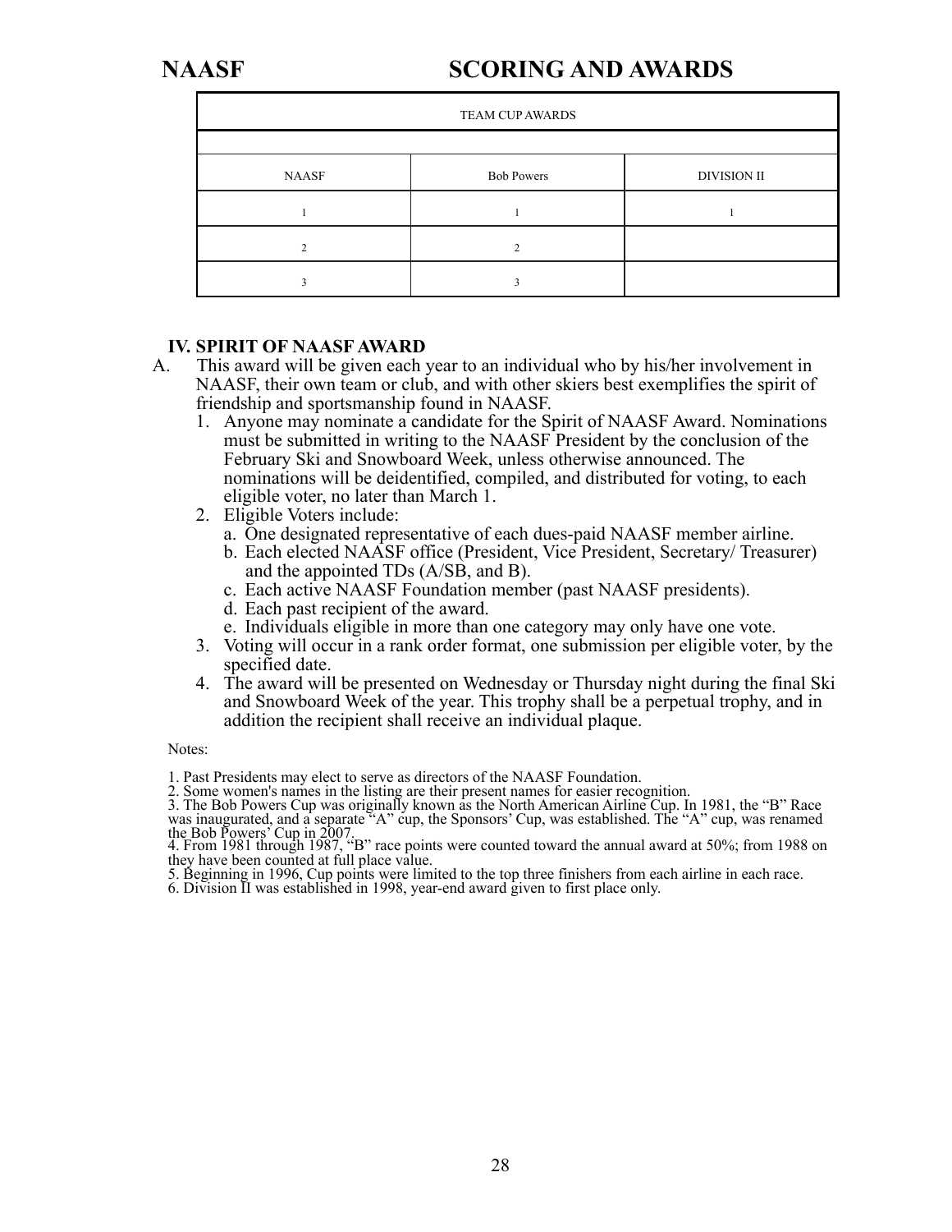# NAASF SCORING AND AWARDS

| TEAM CUP AWARDS | | |
|---|---|---|
| | | |
| NAASF | Bob Powers | DIVISION II |
| 1 | 1 | 1 |
| 2 | 2 | |
| 3 | 3 | |

## IV. SPIRIT OF NAASF AWARD

A. This award will be given each year to an individual who by his/her involvement in NAASF, their own team or club, and with other skiers best exemplifies the spirit of friendship and sportsmanship found in NAASF.

1. Anyone may nominate a candidate for the Spirit of NAASF Award. Nominations must be submitted in writing to the NAASF President by the conclusion of the February Ski and Snowboard Week, unless otherwise announced. The nominations will be deidentified, compiled, and distributed for voting, to each eligible voter, no later than March 1.
2. Eligible Voters include:
   a. One designated representative of each dues-paid NAASF member airline.
   b. Each elected NAASF office (President, Vice President, Secretary/ Treasurer) and the appointed TDs (A/SB, and B).
   c. Each active NAASF Foundation member (past NAASF presidents).
   d. Each past recipient of the award.
   e. Individuals eligible in more than one category may only have one vote.
3. Voting will occur in a rank order format, one submission per eligible voter, by the specified date.
4. The award will be presented on Wednesday or Thursday night during the final Ski and Snowboard Week of the year. This trophy shall be a perpetual trophy, and in addition the recipient shall receive an individual plaque.

Notes:

1. Past Presidents may elect to serve as directors of the NAASF Foundation.
2. Some women's names in the listing are their present names for easier recognition.
3. The Bob Powers Cup was originally known as the North American Airline Cup. In 1981, the "B" Race was inaugurated, and a separate "A" cup, the Sponsors' Cup, was established. The "A" cup, was renamed the Bob Powers' Cup in 2007.
4. From 1981 through 1987, "B" race points were counted toward the annual award at 50%; from 1988 on they have been counted at full place value.
5. Beginning in 1996, Cup points were limited to the top three finishers from each airline in each race.
6. Division II was established in 1998, year-end award given to first place only.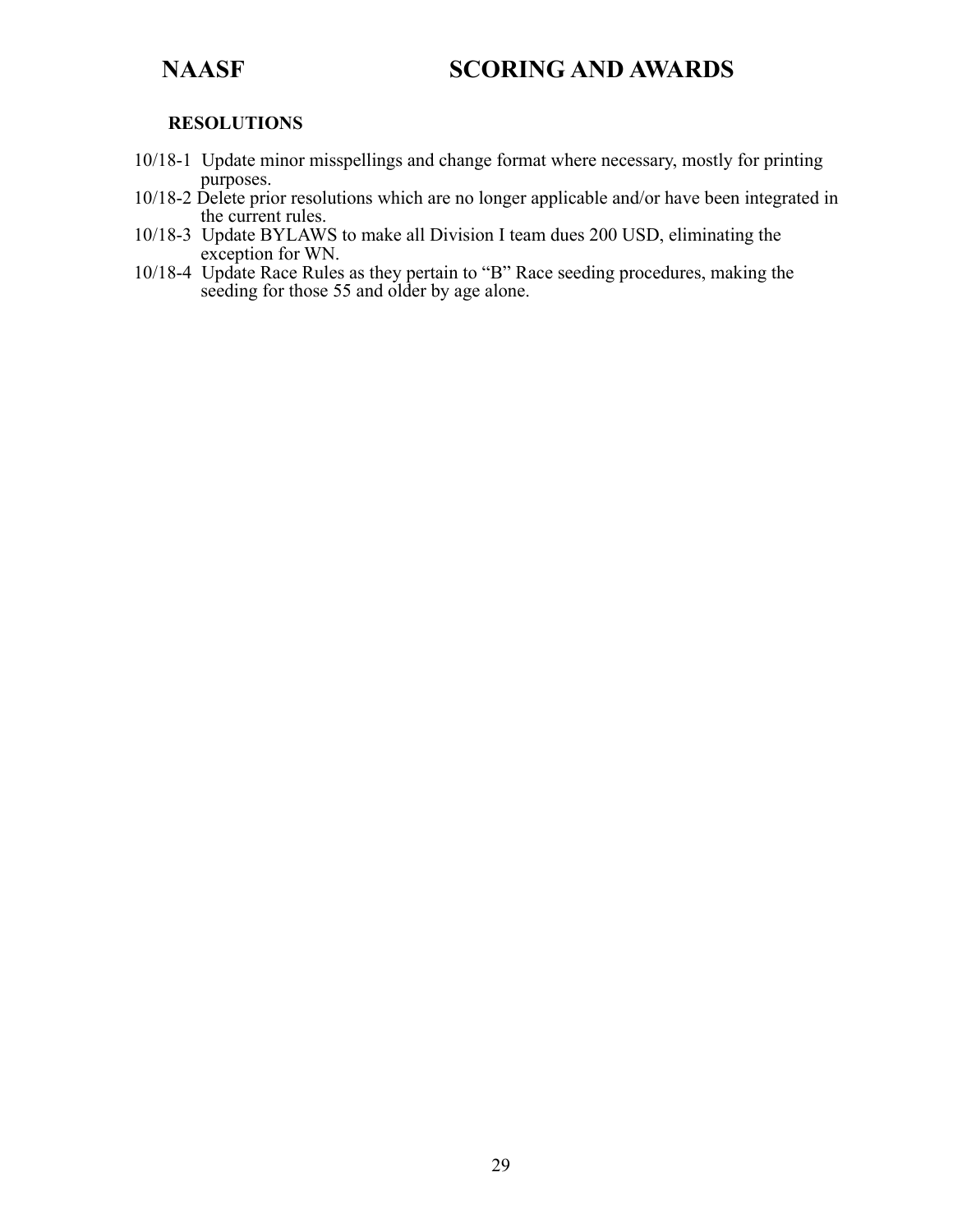## RESOLUTIONS

10/18-1 Update minor misspellings and change format where necessary, mostly for printing purposes.

10/18-2 Delete prior resolutions which are no longer applicable and/or have been integrated in the current rules.

10/18-3 Update BYLAWS to make all Division I team dues 200 USD, eliminating the exception for WN.

10/18-4 Update Race Rules as they pertain to “B” Race seeding procedures, making the seeding for those 55 and older by age alone.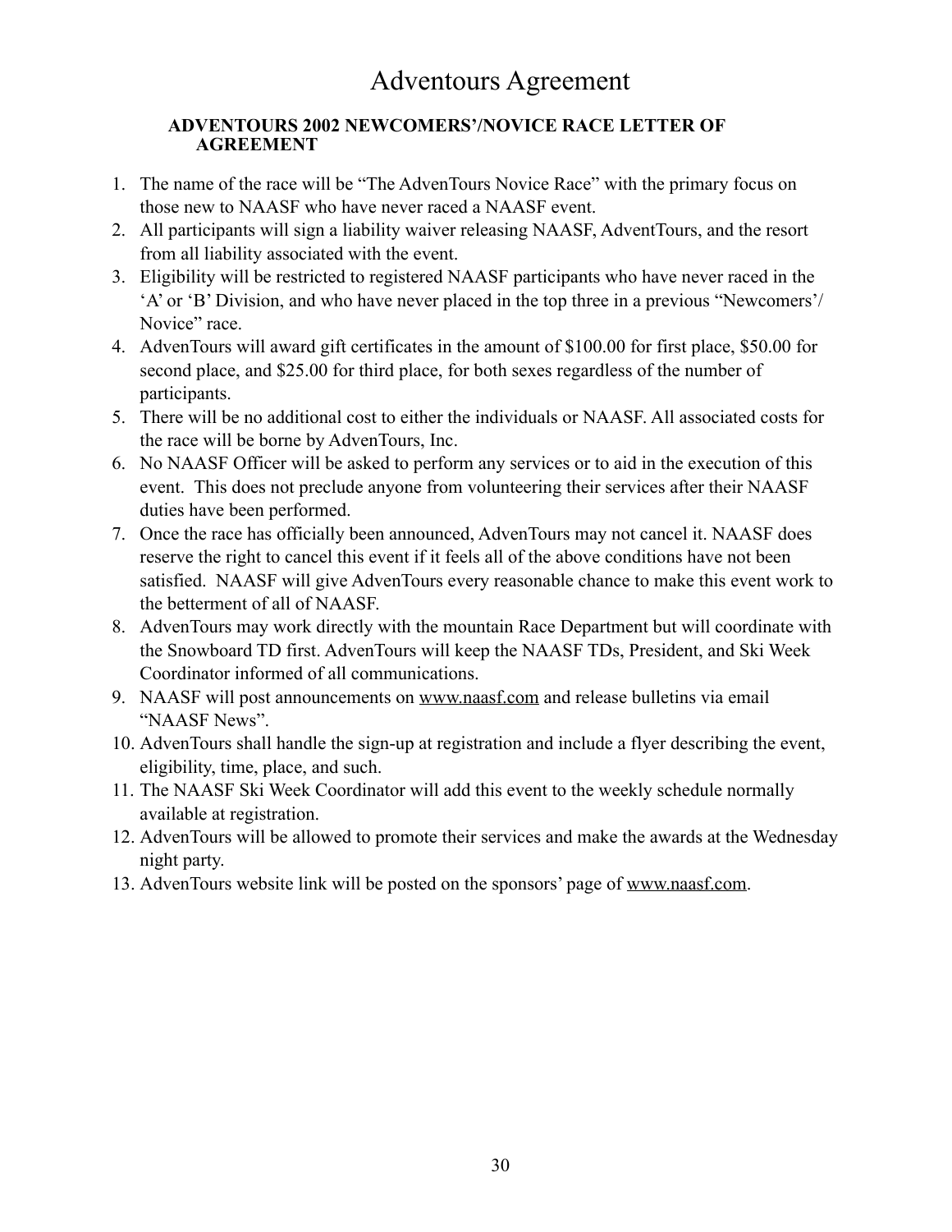# Adventours Agreement

**ADVENTOURS 2002 NEWCOMERS'/NOVICE RACE LETTER OF AGREEMENT**

1. The name of the race will be "The AdvenTours Novice Race" with the primary focus on those new to NAASF who have never raced a NAASF event.
2. All participants will sign a liability waiver releasing NAASF, AdventTours, and the resort from all liability associated with the event.
3. Eligibility will be restricted to registered NAASF participants who have never raced in the 'A' or 'B' Division, and who have never placed in the top three in a previous "Newcomers'/ Novice" race.
4. AdvenTours will award gift certificates in the amount of $100.00 for first place, $50.00 for second place, and $25.00 for third place, for both sexes regardless of the number of participants.
5. There will be no additional cost to either the individuals or NAASF. All associated costs for the race will be borne by AdvenTours, Inc.
6. No NAASF Officer will be asked to perform any services or to aid in the execution of this event. This does not preclude anyone from volunteering their services after their NAASF duties have been performed.
7. Once the race has officially been announced, AdvenTours may not cancel it. NAASF does reserve the right to cancel this event if it feels all of the above conditions have not been satisfied. NAASF will give AdvenTours every reasonable chance to make this event work to the betterment of all of NAASF.
8. AdvenTours may work directly with the mountain Race Department but will coordinate with the Snowboard TD first. AdvenTours will keep the NAASF TDs, President, and Ski Week Coordinator informed of all communications.
9. NAASF will post announcements on www.naasf.com and release bulletins via email "NAASF News".
10. AdvenTours shall handle the sign-up at registration and include a flyer describing the event, eligibility, time, place, and such.
11. The NAASF Ski Week Coordinator will add this event to the weekly schedule normally available at registration.
12. AdvenTours will be allowed to promote their services and make the awards at the Wednesday night party.
13. AdvenTours website link will be posted on the sponsors' page of www.naasf.com.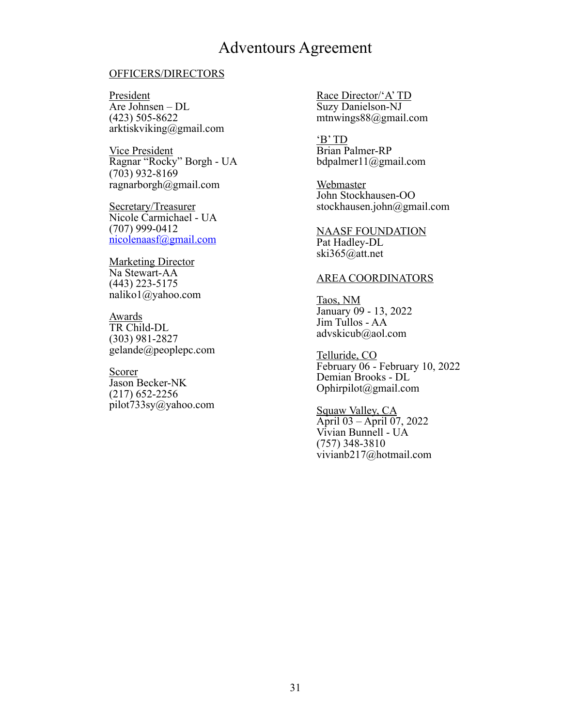# Adventours Agreement

## OFFICERS/DIRECTORS

President
Are Johnsen – DL
(423) 505-8622
arktiskviking@gmail.com

Vice President
Ragnar "Rocky" Borgh - UA
(703) 932-8169
ragnarborgh@gmail.com

Secretary/Treasurer
Nicole Carmichael - UA
(707) 999-0412
nicolenaasf@gmail.com

Marketing Director
Na Stewart-AA
(443) 223-5175
naliko1@yahoo.com

Awards
TR Child-DL
(303) 981-2827
gelande@peoplepc.com

Scorer
Jason Becker-NK
(217) 652-2256
pilot733sy@yahoo.com

Race Director/'A' TD
Suzy Danielson-NJ
mtnwings88@gmail.com

'B' TD
Brian Palmer-RP
bdpalmer11@gmail.com

Webmaster
John Stockhausen-OO
stockhausen.john@gmail.com

NAASF FOUNDATION
Pat Hadley-DL
ski365@att.net

## AREA COORDINATORS

Taos, NM
January 09 - 13, 2022
Jim Tullos - AA
advskicub@aol.com

Telluride, CO
February 06 - February 10, 2022
Demian Brooks - DL
Ophirpilot@gmail.com

Squaw Valley, CA
April 03 – April 07, 2022
Vivian Bunnell - UA
(757) 348-3810
vivianb217@hotmail.com